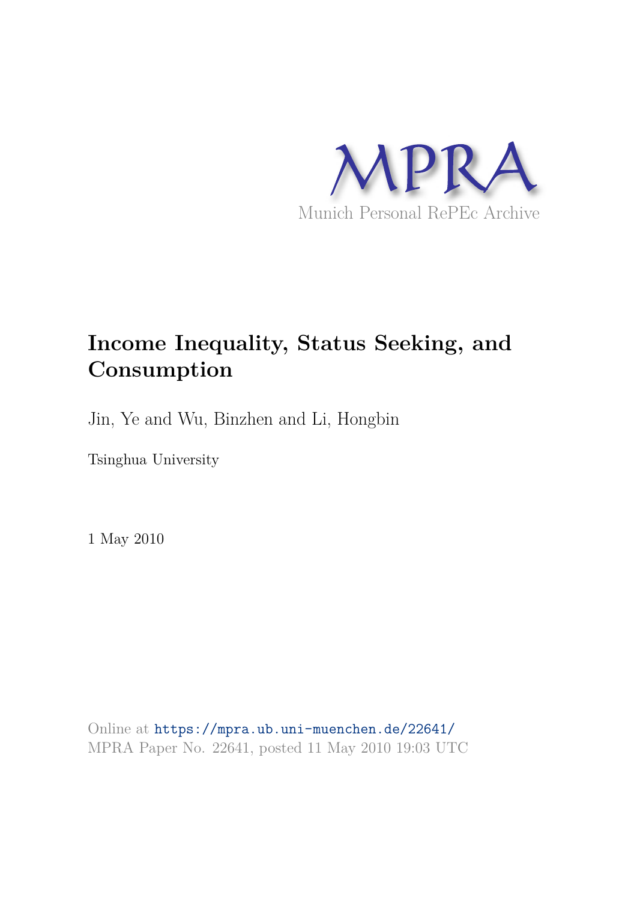MPRA

Munich Personal RePEc Archive

# Income Inequality, Status Seeking, and Consumption

Jin, Ye and Wu, Binzhen and Li, Hongbin

Tsinghua University

1 May 2010

Online at https://mpra.ub.uni-muenchen.de/22641/
MPRA Paper No. 22641, posted 11 May 2010 19:03 UTC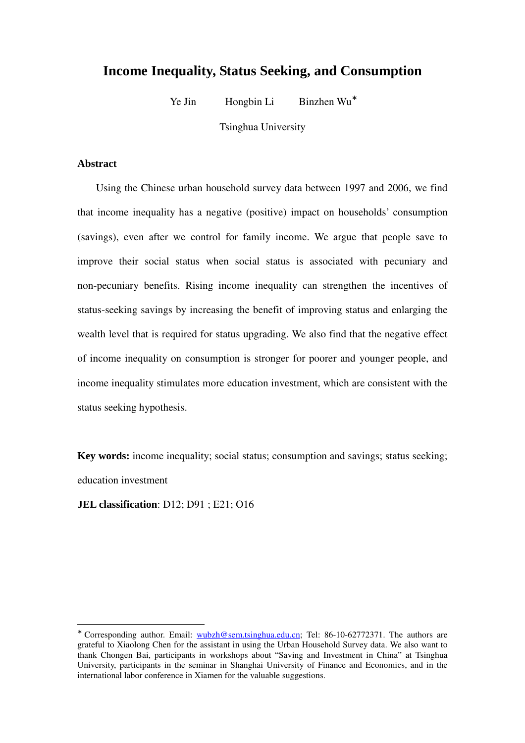# Income Inequality, Status Seeking, and Consumption

Ye Jin Hongbin Li Binzhen Wu*

Tsinghua University

**Abstract**

Using the Chinese urban household survey data between 1997 and 2006, we find that income inequality has a negative (positive) impact on households' consumption (savings), even after we control for family income. We argue that people save to improve their social status when social status is associated with pecuniary and non-pecuniary benefits. Rising income inequality can strengthen the incentives of status-seeking savings by increasing the benefit of improving status and enlarging the wealth level that is required for status upgrading. We also find that the negative effect of income inequality on consumption is stronger for poorer and younger people, and income inequality stimulates more education investment, which are consistent with the status seeking hypothesis.

**Key words:** income inequality; social status; consumption and savings; status seeking; education investment

**JEL classification**: D12; D91 ; E21; O16

---

* Corresponding author. Email: wubzh@sem.tsinghua.edu.cn; Tel: 86-10-62772371. The authors are grateful to Xiaolong Chen for the assistant in using the Urban Household Survey data. We also want to thank Chongen Bai, participants in workshops about "Saving and Investment in China" at Tsinghua University, participants in the seminar in Shanghai University of Finance and Economics, and in the international labor conference in Xiamen for the valuable suggestions.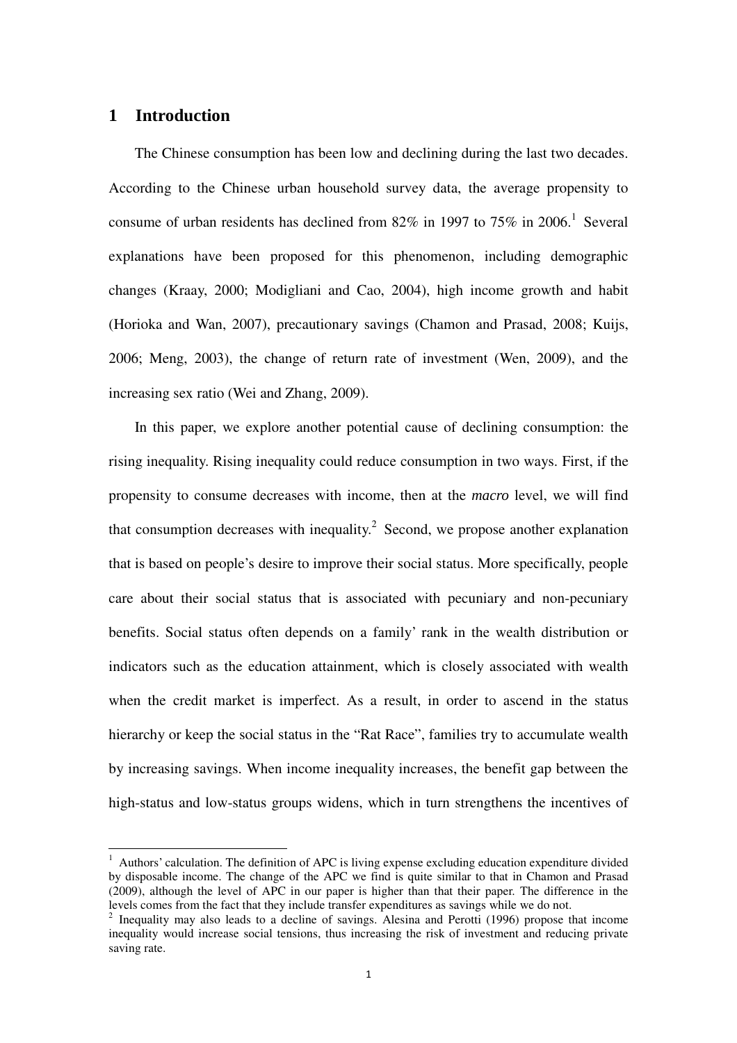# 1 Introduction

The Chinese consumption has been low and declining during the last two decades. According to the Chinese urban household survey data, the average propensity to consume of urban residents has declined from 82% in 1997 to 75% in 2006.[1] Several explanations have been proposed for this phenomenon, including demographic changes (Kraay, 2000; Modigliani and Cao, 2004), high income growth and habit (Horioka and Wan, 2007), precautionary savings (Chamon and Prasad, 2008; Kuijs, 2006; Meng, 2003), the change of return rate of investment (Wen, 2009), and the increasing sex ratio (Wei and Zhang, 2009).

In this paper, we explore another potential cause of declining consumption: the rising inequality. Rising inequality could reduce consumption in two ways. First, if the propensity to consume decreases with income, then at the *macro* level, we will find that consumption decreases with inequality.[2] Second, we propose another explanation that is based on people's desire to improve their social status. More specifically, people care about their social status that is associated with pecuniary and non-pecuniary benefits. Social status often depends on a family' rank in the wealth distribution or indicators such as the education attainment, which is closely associated with wealth when the credit market is imperfect. As a result, in order to ascend in the status hierarchy or keep the social status in the "Rat Race", families try to accumulate wealth by increasing savings. When income inequality increases, the benefit gap between the high-status and low-status groups widens, which in turn strengthens the incentives of

---

[1] Authors' calculation. The definition of APC is living expense excluding education expenditure divided by disposable income. The change of the APC we find is quite similar to that in Chamon and Prasad (2009), although the level of APC in our paper is higher than that their paper. The difference in the levels comes from the fact that they include transfer expenditures as savings while we do not.

[2] Inequality may also leads to a decline of savings. Alesina and Perotti (1996) propose that income inequality would increase social tensions, thus increasing the risk of investment and reducing private saving rate.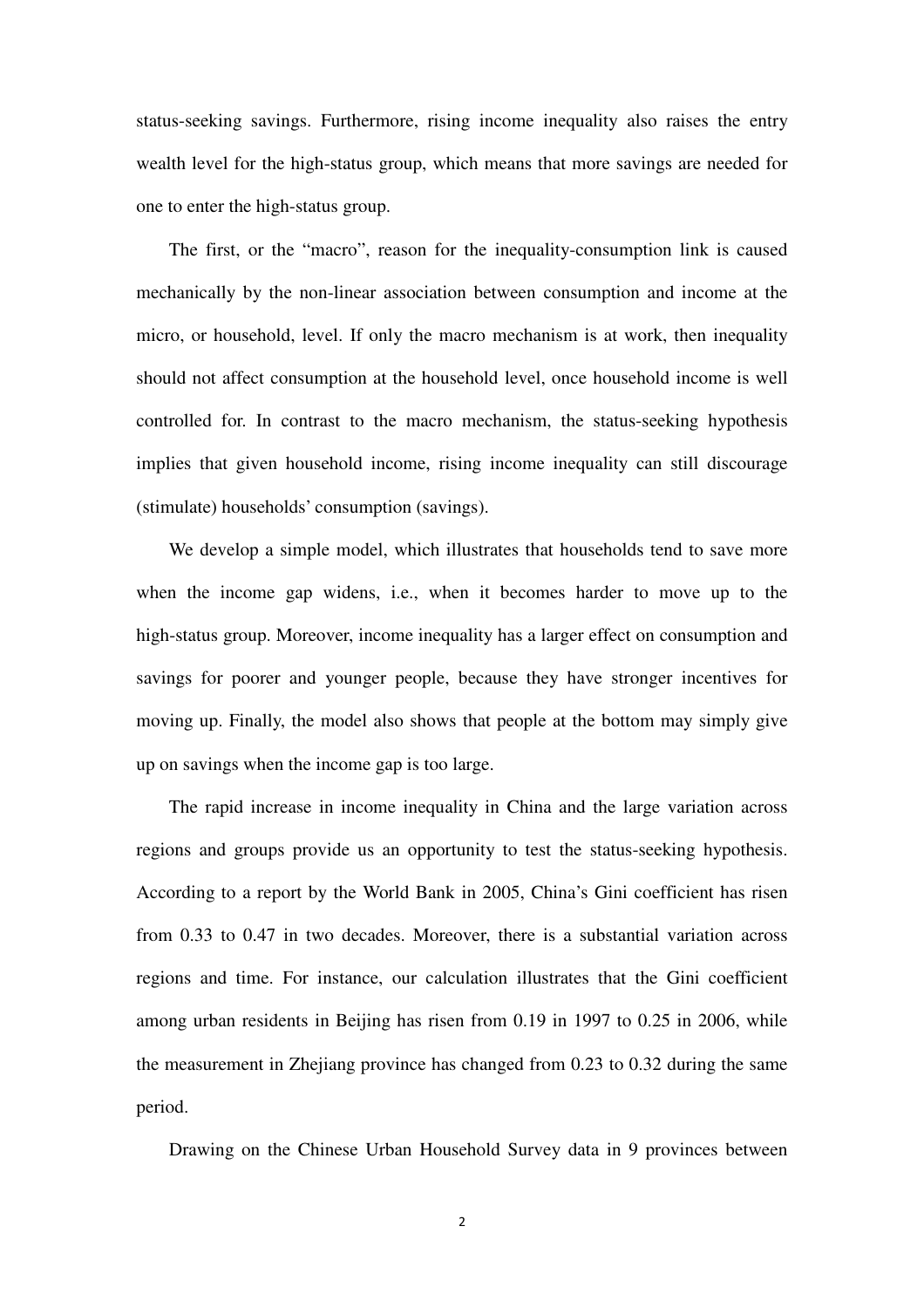status-seeking savings. Furthermore, rising income inequality also raises the entry wealth level for the high-status group, which means that more savings are needed for one to enter the high-status group.

The first, or the "macro", reason for the inequality-consumption link is caused mechanically by the non-linear association between consumption and income at the micro, or household, level. If only the macro mechanism is at work, then inequality should not affect consumption at the household level, once household income is well controlled for. In contrast to the macro mechanism, the status-seeking hypothesis implies that given household income, rising income inequality can still discourage (stimulate) households' consumption (savings).

We develop a simple model, which illustrates that households tend to save more when the income gap widens, i.e., when it becomes harder to move up to the high-status group. Moreover, income inequality has a larger effect on consumption and savings for poorer and younger people, because they have stronger incentives for moving up. Finally, the model also shows that people at the bottom may simply give up on savings when the income gap is too large.

The rapid increase in income inequality in China and the large variation across regions and groups provide us an opportunity to test the status-seeking hypothesis. According to a report by the World Bank in 2005, China's Gini coefficient has risen from 0.33 to 0.47 in two decades. Moreover, there is a substantial variation across regions and time. For instance, our calculation illustrates that the Gini coefficient among urban residents in Beijing has risen from 0.19 in 1997 to 0.25 in 2006, while the measurement in Zhejiang province has changed from 0.23 to 0.32 during the same period.

Drawing on the Chinese Urban Household Survey data in 9 provinces between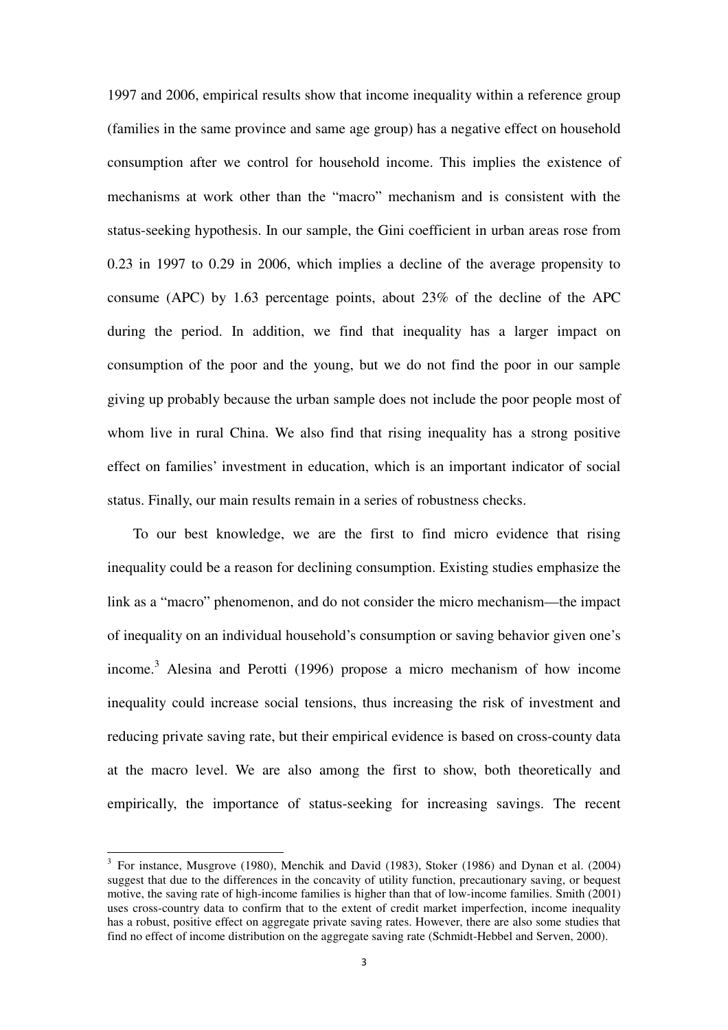1997 and 2006, empirical results show that income inequality within a reference group (families in the same province and same age group) has a negative effect on household consumption after we control for household income. This implies the existence of mechanisms at work other than the "macro" mechanism and is consistent with the status-seeking hypothesis. In our sample, the Gini coefficient in urban areas rose from 0.23 in 1997 to 0.29 in 2006, which implies a decline of the average propensity to consume (APC) by 1.63 percentage points, about 23% of the decline of the APC during the period. In addition, we find that inequality has a larger impact on consumption of the poor and the young, but we do not find the poor in our sample giving up probably because the urban sample does not include the poor people most of whom live in rural China. We also find that rising inequality has a strong positive effect on families' investment in education, which is an important indicator of social status. Finally, our main results remain in a series of robustness checks.

To our best knowledge, we are the first to find micro evidence that rising inequality could be a reason for declining consumption. Existing studies emphasize the link as a "macro" phenomenon, and do not consider the micro mechanism—the impact of inequality on an individual household's consumption or saving behavior given one's income.[3] Alesina and Perotti (1996) propose a micro mechanism of how income inequality could increase social tensions, thus increasing the risk of investment and reducing private saving rate, but their empirical evidence is based on cross-county data at the macro level. We are also among the first to show, both theoretically and empirically, the importance of status-seeking for increasing savings. The recent

[3] For instance, Musgrove (1980), Menchik and David (1983), Stoker (1986) and Dynan et al. (2004) suggest that due to the differences in the concavity of utility function, precautionary saving, or bequest motive, the saving rate of high-income families is higher than that of low-income families. Smith (2001) uses cross-country data to confirm that to the extent of credit market imperfection, income inequality has a robust, positive effect on aggregate private saving rates. However, there are also some studies that find no effect of income distribution on the aggregate saving rate (Schmidt-Hebbel and Serven, 2000).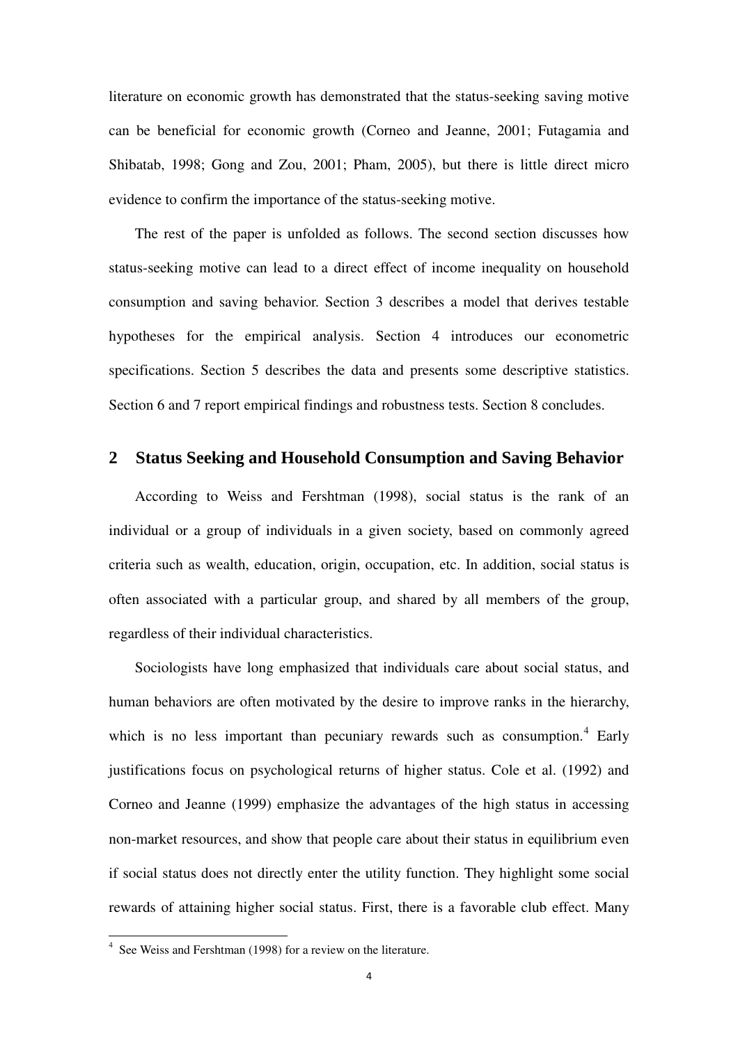literature on economic growth has demonstrated that the status-seeking saving motive can be beneficial for economic growth (Corneo and Jeanne, 2001; Futagamia and Shibatab, 1998; Gong and Zou, 2001; Pham, 2005), but there is little direct micro evidence to confirm the importance of the status-seeking motive.

The rest of the paper is unfolded as follows. The second section discusses how status-seeking motive can lead to a direct effect of income inequality on household consumption and saving behavior. Section 3 describes a model that derives testable hypotheses for the empirical analysis. Section 4 introduces our econometric specifications. Section 5 describes the data and presents some descriptive statistics. Section 6 and 7 report empirical findings and robustness tests. Section 8 concludes.

## 2 Status Seeking and Household Consumption and Saving Behavior

According to Weiss and Fershtman (1998), social status is the rank of an individual or a group of individuals in a given society, based on commonly agreed criteria such as wealth, education, origin, occupation, etc. In addition, social status is often associated with a particular group, and shared by all members of the group, regardless of their individual characteristics.

Sociologists have long emphasized that individuals care about social status, and human behaviors are often motivated by the desire to improve ranks in the hierarchy, which is no less important than pecuniary rewards such as consumption.[4] Early justifications focus on psychological returns of higher status. Cole et al. (1992) and Corneo and Jeanne (1999) emphasize the advantages of the high status in accessing non-market resources, and show that people care about their status in equilibrium even if social status does not directly enter the utility function. They highlight some social rewards of attaining higher social status. First, there is a favorable club effect. Many

[4] See Weiss and Fershtman (1998) for a review on the literature.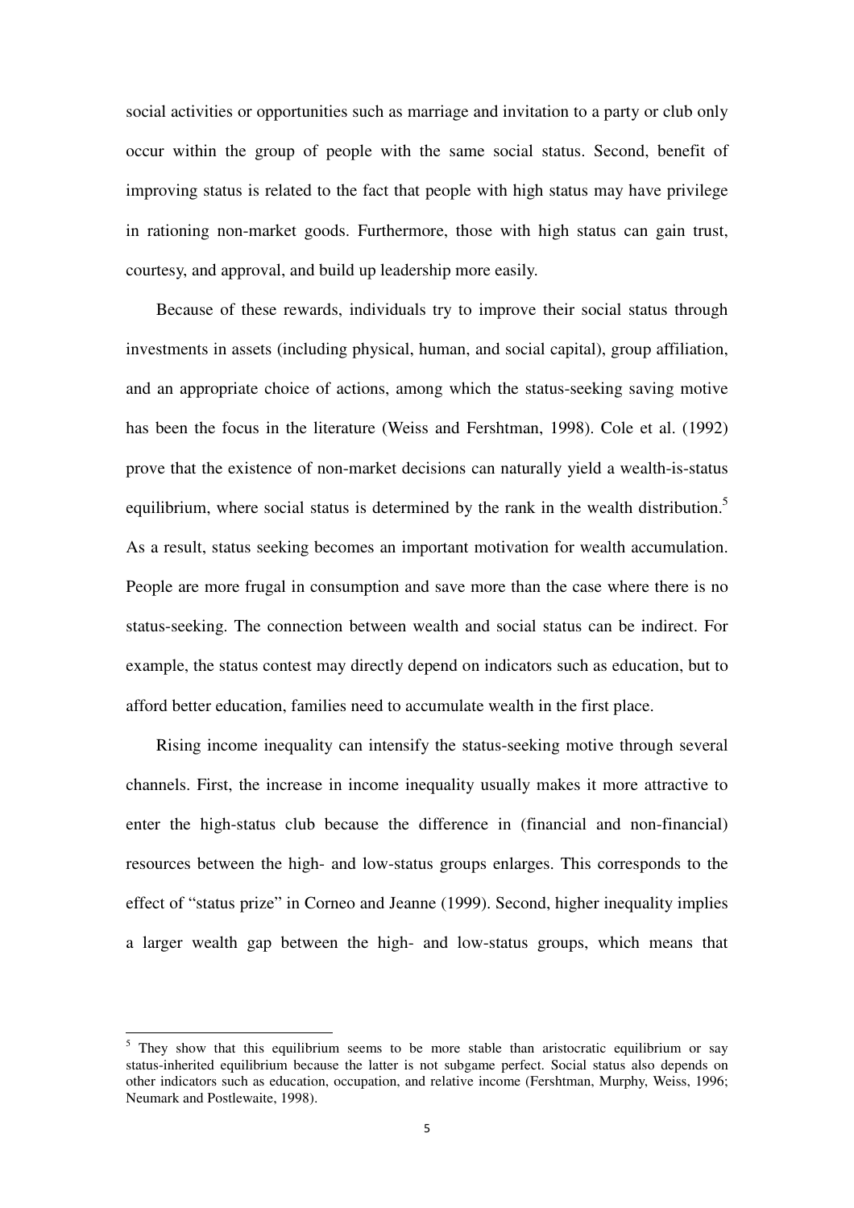social activities or opportunities such as marriage and invitation to a party or club only occur within the group of people with the same social status. Second, benefit of improving status is related to the fact that people with high status may have privilege in rationing non-market goods. Furthermore, those with high status can gain trust, courtesy, and approval, and build up leadership more easily.

Because of these rewards, individuals try to improve their social status through investments in assets (including physical, human, and social capital), group affiliation, and an appropriate choice of actions, among which the status-seeking saving motive has been the focus in the literature (Weiss and Fershtman, 1998). Cole et al. (1992) prove that the existence of non-market decisions can naturally yield a wealth-is-status equilibrium, where social status is determined by the rank in the wealth distribution.[5] As a result, status seeking becomes an important motivation for wealth accumulation. People are more frugal in consumption and save more than the case where there is no status-seeking. The connection between wealth and social status can be indirect. For example, the status contest may directly depend on indicators such as education, but to afford better education, families need to accumulate wealth in the first place.

Rising income inequality can intensify the status-seeking motive through several channels. First, the increase in income inequality usually makes it more attractive to enter the high-status club because the difference in (financial and non-financial) resources between the high- and low-status groups enlarges. This corresponds to the effect of "status prize" in Corneo and Jeanne (1999). Second, higher inequality implies a larger wealth gap between the high- and low-status groups, which means that

[5] They show that this equilibrium seems to be more stable than aristocratic equilibrium or say status-inherited equilibrium because the latter is not subgame perfect. Social status also depends on other indicators such as education, occupation, and relative income (Fershtman, Murphy, Weiss, 1996; Neumark and Postlewaite, 1998).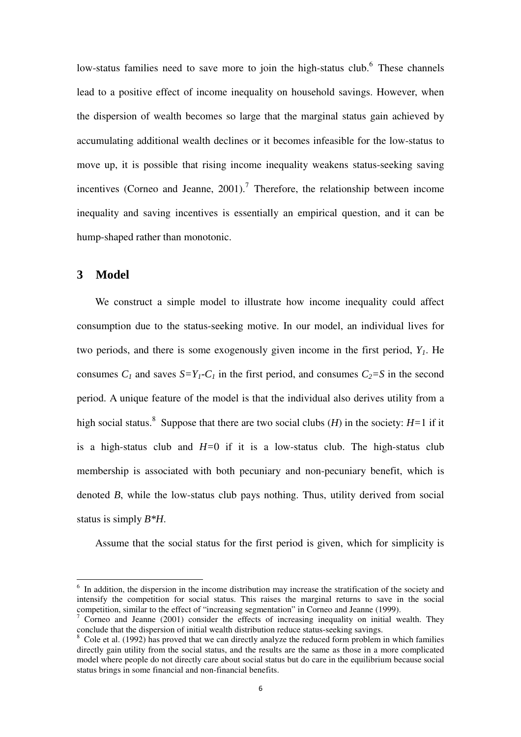low-status families need to save more to join the high-status club.[6] These channels lead to a positive effect of income inequality on household savings. However, when the dispersion of wealth becomes so large that the marginal status gain achieved by accumulating additional wealth declines or it becomes infeasible for the low-status to move up, it is possible that rising income inequality weakens status-seeking saving incentives (Corneo and Jeanne, 2001).[7] Therefore, the relationship between income inequality and saving incentives is essentially an empirical question, and it can be hump-shaped rather than monotonic.

## 3 Model

We construct a simple model to illustrate how income inequality could affect consumption due to the status-seeking motive. In our model, an individual lives for two periods, and there is some exogenously given income in the first period, $Y_1$. He consumes $C_1$ and saves $S=Y_1-C_1$ in the first period, and consumes $C_2=S$ in the second period. A unique feature of the model is that the individual also derives utility from a high social status.[8] Suppose that there are two social clubs ($H$) in the society: $H=1$ if it is a high-status club and $H=0$ if it is a low-status club. The high-status club membership is associated with both pecuniary and non-pecuniary benefit, which is denoted $B$, while the low-status club pays nothing. Thus, utility derived from social status is simply $B*H$.

Assume that the social status for the first period is given, which for simplicity is

---

[6] In addition, the dispersion in the income distribution may increase the stratification of the society and intensify the competition for social status. This raises the marginal returns to save in the social competition, similar to the effect of "increasing segmentation" in Corneo and Jeanne (1999).

[7] Corneo and Jeanne (2001) consider the effects of increasing inequality on initial wealth. They conclude that the dispersion of initial wealth distribution reduce status-seeking savings.

[8] Cole et al. (1992) has proved that we can directly analyze the reduced form problem in which families directly gain utility from the social status, and the results are the same as those in a more complicated model where people do not directly care about social status but do care in the equilibrium because social status brings in some financial and non-financial benefits.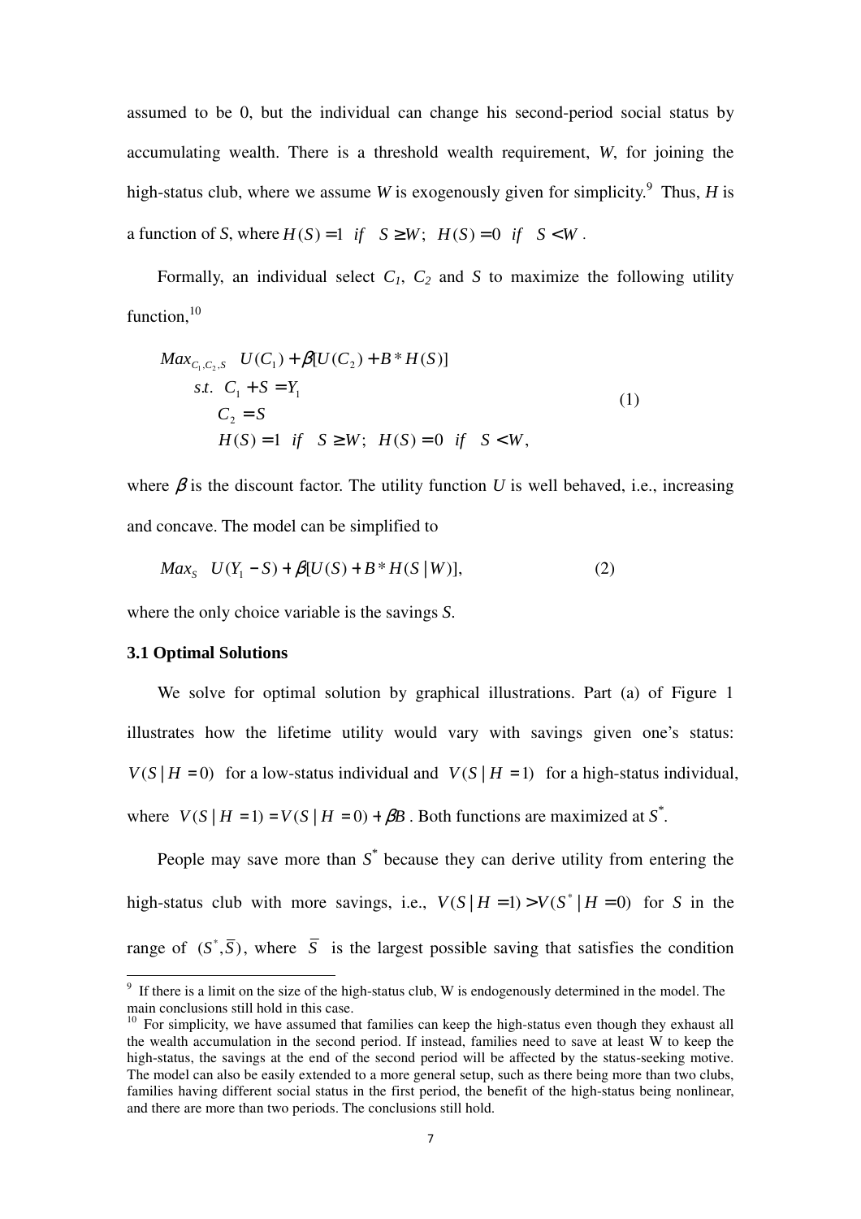assumed to be 0, but the individual can change his second-period social status by accumulating wealth. There is a threshold wealth requirement, $W$, for joining the high-status club, where we assume $W$ is exogenously given for simplicity.[9] Thus, $H$ is a function of $S$, where $H(S)=1 \;\; if \;\; S \geq W; \;\; H(S)=0 \;\; if \;\; S < W$.

Formally, an individual select $C_1$, $C_2$ and $S$ to maximize the following utility function,[10]

$$
\begin{aligned}
& Max_{C_1,C_2,S} \quad U(C_1)+\beta[U(C_2)+B*H(S)] \\
& \quad s.t. \;\; C_1+S=Y_1 \\
& \qquad C_2=S \\
& \qquad H(S)=1 \;\; if \;\; S \geq W; \;\; H(S)=0 \;\; if \;\; S < W,
\end{aligned} \tag{1}
$$

where $\beta$ is the discount factor. The utility function $U$ is well behaved, i.e., increasing and concave. The model can be simplified to

$$
Max_{S} \quad U(Y_1-S)+\beta[U(S)+B*H(S\,|\,W)], \tag{2}
$$

where the only choice variable is the savings $S$.

### 3.1 Optimal Solutions

We solve for optimal solution by graphical illustrations. Part (a) of Figure 1 illustrates how the lifetime utility would vary with savings given one's status: $V(S\,|\,H=0)$ for a low-status individual and $V(S\,|\,H=1)$ for a high-status individual, where $V(S\,|\,H=1)=V(S\,|\,H=0)+\beta B$. Both functions are maximized at $S^*$.

People may save more than $S^*$ because they can derive utility from entering the high-status club with more savings, i.e., $V(S\,|\,H=1)>V(S^*\,|\,H=0)$ for $S$ in the range of $(S^*,\bar{S})$, where $\bar{S}$ is the largest possible saving that satisfies the condition

---

[9] If there is a limit on the size of the high-status club, W is endogenously determined in the model. The main conclusions still hold in this case.

[10] For simplicity, we have assumed that families can keep the high-status even though they exhaust all the wealth accumulation in the second period. If instead, families need to save at least W to keep the high-status, the savings at the end of the second period will be affected by the status-seeking motive. The model can also be easily extended to a more general setup, such as there being more than two clubs, families having different social status in the first period, the benefit of the high-status being nonlinear, and there are more than two periods. The conclusions still hold.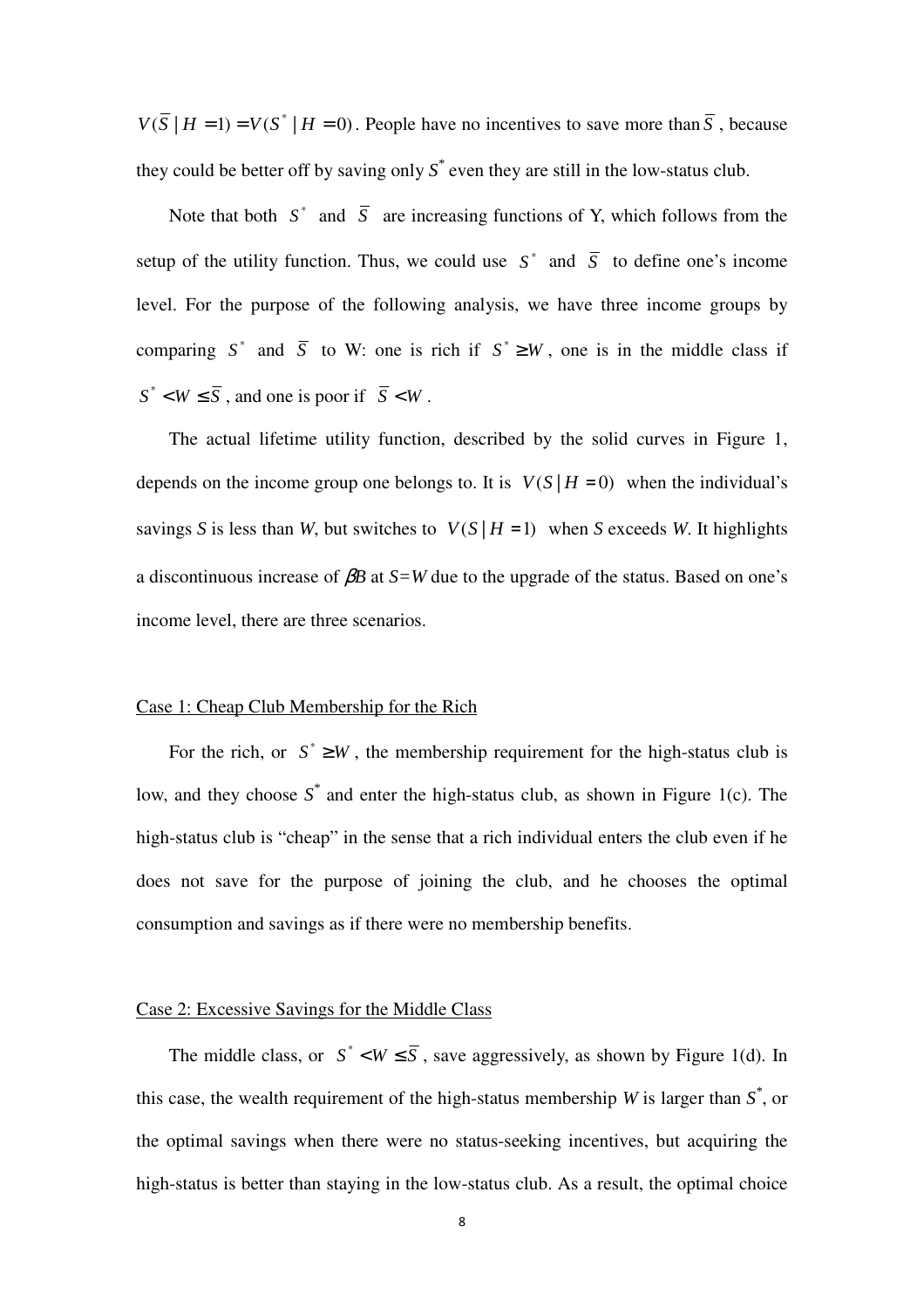$V(\bar{S} \mid H = 1) = V(S^* \mid H = 0)$. People have no incentives to save more than $\bar{S}$, because they could be better off by saving only $S^*$ even they are still in the low-status club.

Note that both $S^*$ and $\bar{S}$ are increasing functions of Y, which follows from the setup of the utility function. Thus, we could use $S^*$ and $\bar{S}$ to define one's income level. For the purpose of the following analysis, we have three income groups by comparing $S^*$ and $\bar{S}$ to W: one is rich if $S^* \geq W$, one is in the middle class if $S^* < W \leq \bar{S}$, and one is poor if $\bar{S} < W$.

The actual lifetime utility function, described by the solid curves in Figure 1, depends on the income group one belongs to. It is $V(S \mid H = 0)$ when the individual's savings *S* is less than *W*, but switches to $V(S \mid H = 1)$ when *S* exceeds *W*. It highlights a discontinuous increase of $\beta B$ at $S=W$ due to the upgrade of the status. Based on one's income level, there are three scenarios.

Case 1: Cheap Club Membership for the Rich

For the rich, or $S^* \geq W$, the membership requirement for the high-status club is low, and they choose $S^*$ and enter the high-status club, as shown in Figure 1(c). The high-status club is "cheap" in the sense that a rich individual enters the club even if he does not save for the purpose of joining the club, and he chooses the optimal consumption and savings as if there were no membership benefits.

Case 2: Excessive Savings for the Middle Class

The middle class, or $S^* < W \leq \bar{S}$, save aggressively, as shown by Figure 1(d). In this case, the wealth requirement of the high-status membership *W* is larger than $S^*$, or the optimal savings when there were no status-seeking incentives, but acquiring the high-status is better than staying in the low-status club. As a result, the optimal choice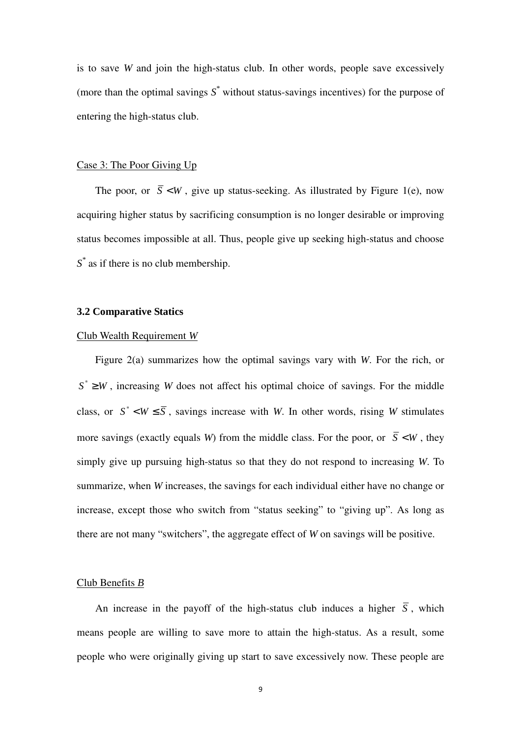is to save $W$ and join the high-status club. In other words, people save excessively (more than the optimal savings $S^*$ without status-savings incentives) for the purpose of entering the high-status club.

Case 3: The Poor Giving Up

The poor, or $\overline{S} < W$, give up status-seeking. As illustrated by Figure 1(e), now acquiring higher status by sacrificing consumption is no longer desirable or improving status becomes impossible at all. Thus, people give up seeking high-status and choose $S^*$ as if there is no club membership.

### 3.2 Comparative Statics

Club Wealth Requirement $W$

Figure 2(a) summarizes how the optimal savings vary with $W$. For the rich, or $S^* \geq W$, increasing $W$ does not affect his optimal choice of savings. For the middle class, or $S^* < W \leq \overline{S}$, savings increase with $W$. In other words, rising $W$ stimulates more savings (exactly equals $W$) from the middle class. For the poor, or $\overline{S} < W$, they simply give up pursuing high-status so that they do not respond to increasing $W$. To summarize, when $W$ increases, the savings for each individual either have no change or increase, except those who switch from "status seeking" to "giving up". As long as there are not many "switchers", the aggregate effect of $W$ on savings will be positive.

Club Benefits $B$

An increase in the payoff of the high-status club induces a higher $\overline{S}$, which means people are willing to save more to attain the high-status. As a result, some people who were originally giving up start to save excessively now. These people are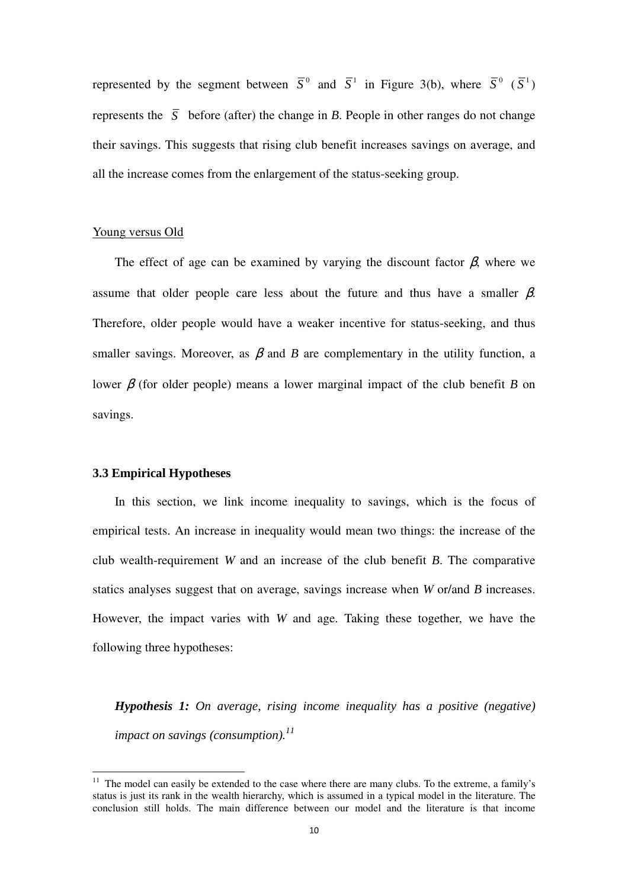represented by the segment between $\bar{S}^0$ and $\bar{S}^1$ in Figure 3(b), where $\bar{S}^0$ ($\bar{S}^1$) represents the $\bar{S}$ before (after) the change in $B$. People in other ranges do not change their savings. This suggests that rising club benefit increases savings on average, and all the increase comes from the enlargement of the status-seeking group.

Young versus Old

The effect of age can be examined by varying the discount factor $\beta$, where we assume that older people care less about the future and thus have a smaller $\beta$. Therefore, older people would have a weaker incentive for status-seeking, and thus smaller savings. Moreover, as $\beta$ and $B$ are complementary in the utility function, a lower $\beta$ (for older people) means a lower marginal impact of the club benefit $B$ on savings.

### 3.3 Empirical Hypotheses

In this section, we link income inequality to savings, which is the focus of empirical tests. An increase in inequality would mean two things: the increase of the club wealth-requirement $W$ and an increase of the club benefit $B$. The comparative statics analyses suggest that on average, savings increase when $W$ or/and $B$ increases. However, the impact varies with $W$ and age. Taking these together, we have the following three hypotheses:

***Hypothesis 1:*** *On average, rising income inequality has a positive (negative) impact on savings (consumption).*[11]

[11] The model can easily be extended to the case where there are many clubs. To the extreme, a family's status is just its rank in the wealth hierarchy, which is assumed in a typical model in the literature. The conclusion still holds. The main difference between our model and the literature is that income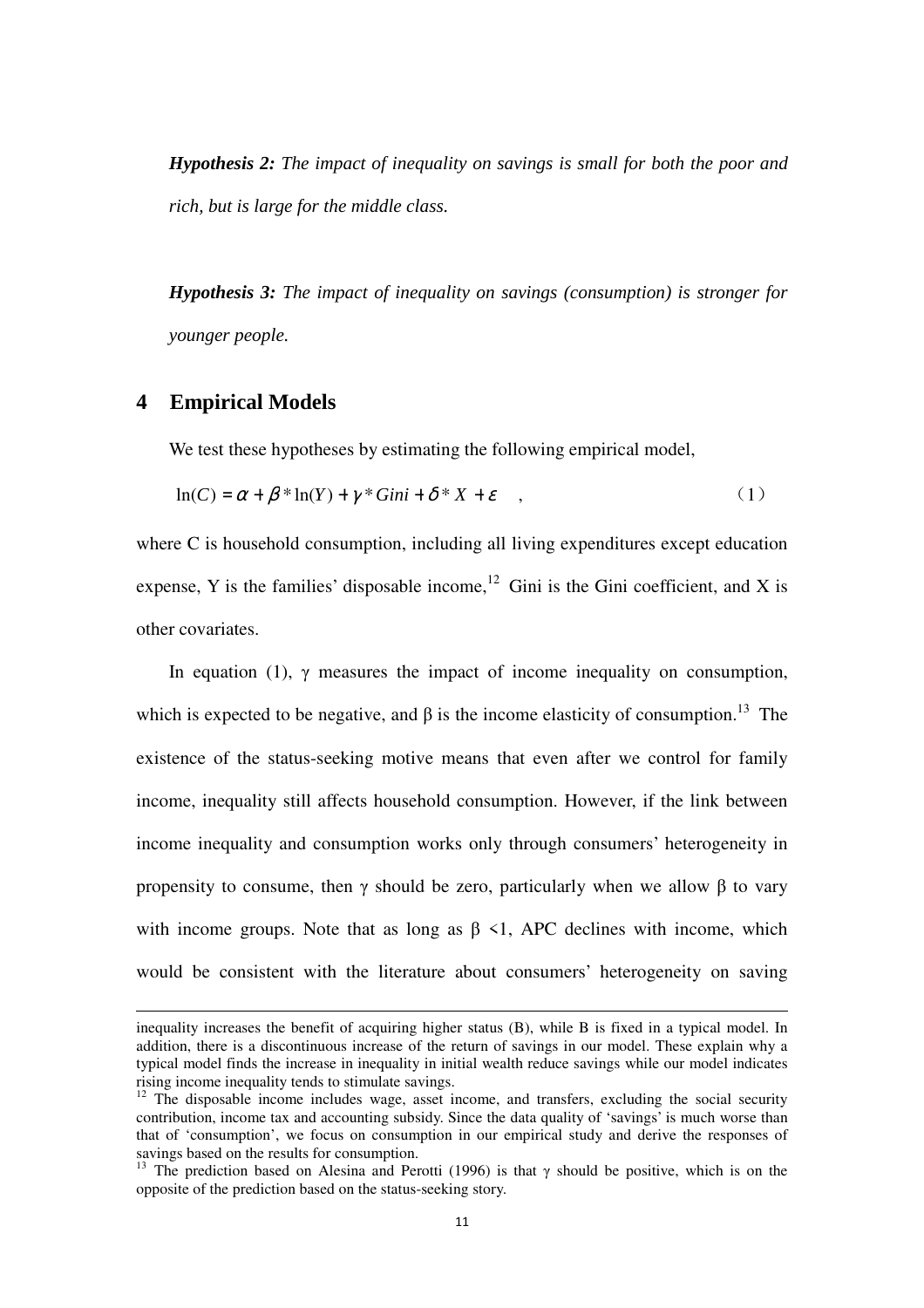***Hypothesis 2:*** *The impact of inequality on savings is small for both the poor and rich, but is large for the middle class.*

***Hypothesis 3:*** *The impact of inequality on savings (consumption) is stronger for younger people.*

## 4 Empirical Models

We test these hypotheses by estimating the following empirical model,

$$\ln(C) = \alpha + \beta * \ln(Y) + \gamma * Gini + \delta * X + \varepsilon \quad , \qquad (1)$$

where C is household consumption, including all living expenditures except education expense, Y is the families' disposable income,[12] Gini is the Gini coefficient, and X is other covariates.

In equation (1), $\gamma$ measures the impact of income inequality on consumption, which is expected to be negative, and $\beta$ is the income elasticity of consumption.[13] The existence of the status-seeking motive means that even after we control for family income, inequality still affects household consumption. However, if the link between income inequality and consumption works only through consumers' heterogeneity in propensity to consume, then $\gamma$ should be zero, particularly when we allow $\beta$ to vary with income groups. Note that as long as $\beta < 1$, APC declines with income, which would be consistent with the literature about consumers' heterogeneity on saving

---

inequality increases the benefit of acquiring higher status (B), while B is fixed in a typical model. In addition, there is a discontinuous increase of the return of savings in our model. These explain why a typical model finds the increase in inequality in initial wealth reduce savings while our model indicates rising income inequality tends to stimulate savings.

[12] The disposable income includes wage, asset income, and transfers, excluding the social security contribution, income tax and accounting subsidy. Since the data quality of 'savings' is much worse than that of 'consumption', we focus on consumption in our empirical study and derive the responses of savings based on the results for consumption.

[13] The prediction based on Alesina and Perotti (1996) is that $\gamma$ should be positive, which is on the opposite of the prediction based on the status-seeking story.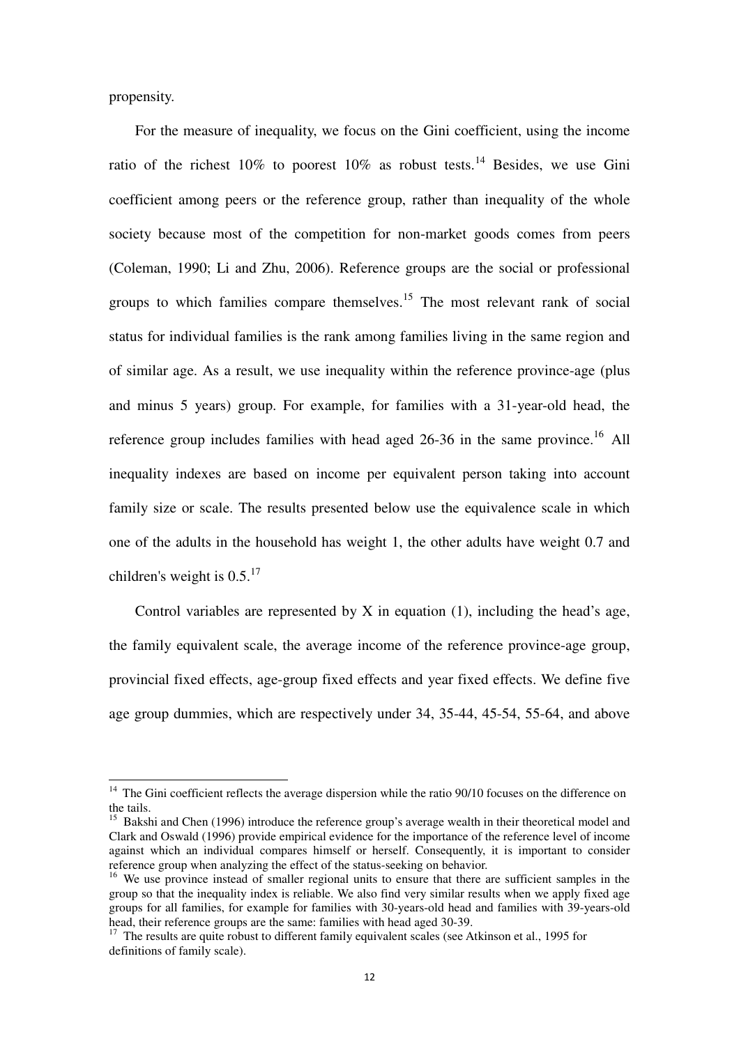propensity.

For the measure of inequality, we focus on the Gini coefficient, using the income ratio of the richest 10% to poorest 10% as robust tests.[14] Besides, we use Gini coefficient among peers or the reference group, rather than inequality of the whole society because most of the competition for non-market goods comes from peers (Coleman, 1990; Li and Zhu, 2006). Reference groups are the social or professional groups to which families compare themselves.[15] The most relevant rank of social status for individual families is the rank among families living in the same region and of similar age. As a result, we use inequality within the reference province-age (plus and minus 5 years) group. For example, for families with a 31-year-old head, the reference group includes families with head aged 26-36 in the same province.[16] All inequality indexes are based on income per equivalent person taking into account family size or scale. The results presented below use the equivalence scale in which one of the adults in the household has weight 1, the other adults have weight 0.7 and children's weight is 0.5.[17]

Control variables are represented by X in equation (1), including the head's age, the family equivalent scale, the average income of the reference province-age group, provincial fixed effects, age-group fixed effects and year fixed effects. We define five age group dummies, which are respectively under 34, 35-44, 45-54, 55-64, and above

---

[14] The Gini coefficient reflects the average dispersion while the ratio 90/10 focuses on the difference on the tails.

[15] Bakshi and Chen (1996) introduce the reference group's average wealth in their theoretical model and Clark and Oswald (1996) provide empirical evidence for the importance of the reference level of income against which an individual compares himself or herself. Consequently, it is important to consider reference group when analyzing the effect of the status-seeking on behavior.

[16] We use province instead of smaller regional units to ensure that there are sufficient samples in the group so that the inequality index is reliable. We also find very similar results when we apply fixed age groups for all families, for example for families with 30-years-old head and families with 39-years-old head, their reference groups are the same: families with head aged 30-39.

[17] The results are quite robust to different family equivalent scales (see Atkinson et al., 1995 for definitions of family scale).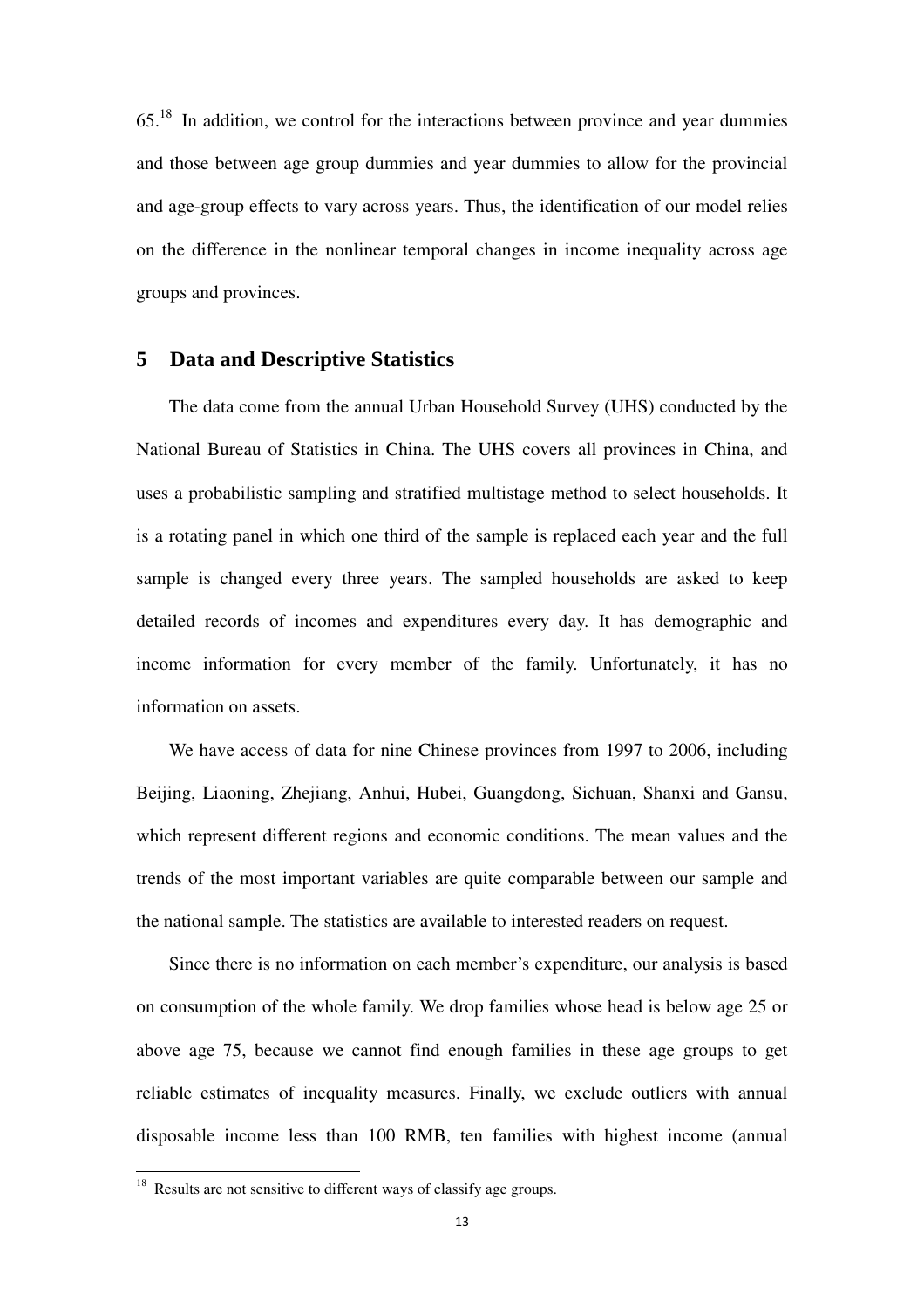65.[18] In addition, we control for the interactions between province and year dummies and those between age group dummies and year dummies to allow for the provincial and age-group effects to vary across years. Thus, the identification of our model relies on the difference in the nonlinear temporal changes in income inequality across age groups and provinces.

## 5 Data and Descriptive Statistics

The data come from the annual Urban Household Survey (UHS) conducted by the National Bureau of Statistics in China. The UHS covers all provinces in China, and uses a probabilistic sampling and stratified multistage method to select households. It is a rotating panel in which one third of the sample is replaced each year and the full sample is changed every three years. The sampled households are asked to keep detailed records of incomes and expenditures every day. It has demographic and income information for every member of the family. Unfortunately, it has no information on assets.

We have access of data for nine Chinese provinces from 1997 to 2006, including Beijing, Liaoning, Zhejiang, Anhui, Hubei, Guangdong, Sichuan, Shanxi and Gansu, which represent different regions and economic conditions. The mean values and the trends of the most important variables are quite comparable between our sample and the national sample. The statistics are available to interested readers on request.

Since there is no information on each member's expenditure, our analysis is based on consumption of the whole family. We drop families whose head is below age 25 or above age 75, because we cannot find enough families in these age groups to get reliable estimates of inequality measures. Finally, we exclude outliers with annual disposable income less than 100 RMB, ten families with highest income (annual

[18] Results are not sensitive to different ways of classify age groups.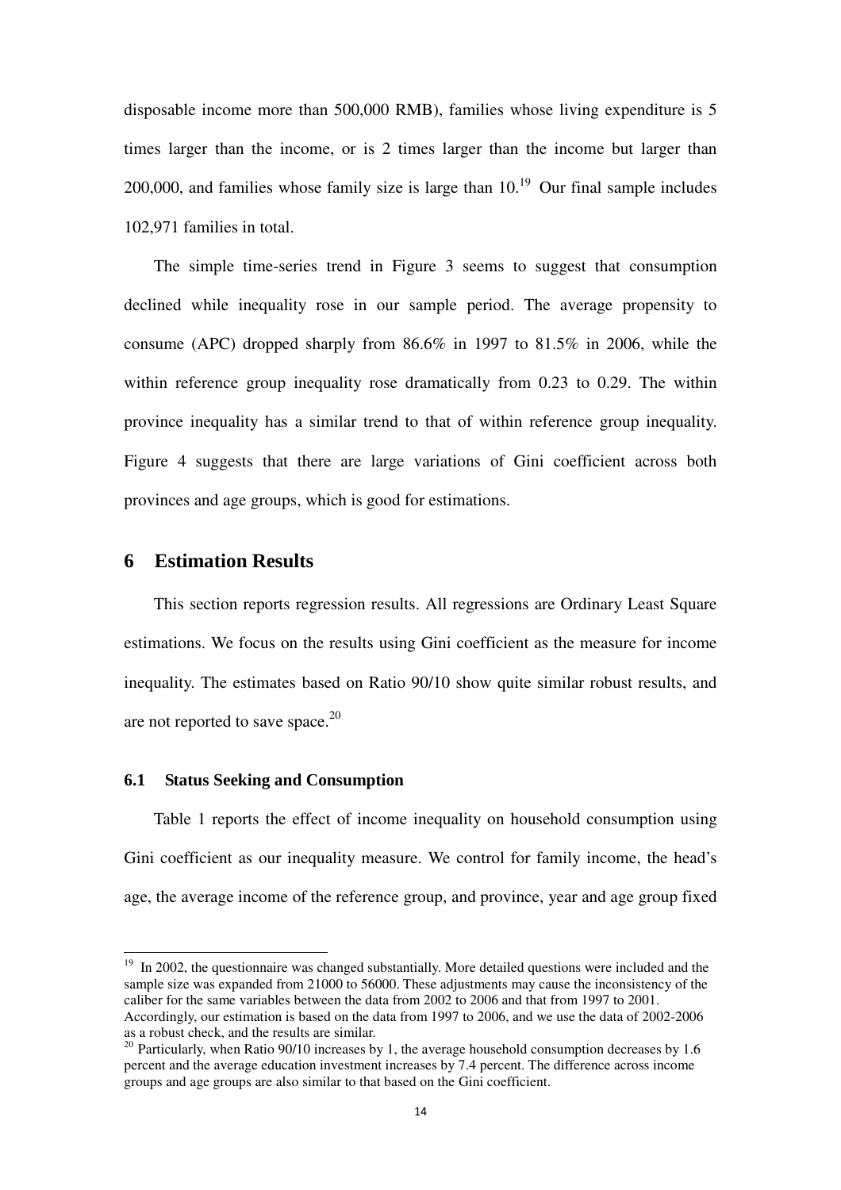disposable income more than 500,000 RMB), families whose living expenditure is 5 times larger than the income, or is 2 times larger than the income but larger than 200,000, and families whose family size is large than 10.[19] Our final sample includes 102,971 families in total.

The simple time-series trend in Figure 3 seems to suggest that consumption declined while inequality rose in our sample period. The average propensity to consume (APC) dropped sharply from 86.6% in 1997 to 81.5% in 2006, while the within reference group inequality rose dramatically from 0.23 to 0.29. The within province inequality has a similar trend to that of within reference group inequality. Figure 4 suggests that there are large variations of Gini coefficient across both provinces and age groups, which is good for estimations.

# 6 Estimation Results

This section reports regression results. All regressions are Ordinary Least Square estimations. We focus on the results using Gini coefficient as the measure for income inequality. The estimates based on Ratio 90/10 show quite similar robust results, and are not reported to save space.[20]

## 6.1 Status Seeking and Consumption

Table 1 reports the effect of income inequality on household consumption using Gini coefficient as our inequality measure. We control for family income, the head's age, the average income of the reference group, and province, year and age group fixed

---

[19] In 2002, the questionnaire was changed substantially. More detailed questions were included and the sample size was expanded from 21000 to 56000. These adjustments may cause the inconsistency of the caliber for the same variables between the data from 2002 to 2006 and that from 1997 to 2001. Accordingly, our estimation is based on the data from 1997 to 2006, and we use the data of 2002-2006 as a robust check, and the results are similar.

[20] Particularly, when Ratio 90/10 increases by 1, the average household consumption decreases by 1.6 percent and the average education investment increases by 7.4 percent. The difference across income groups and age groups are also similar to that based on the Gini coefficient.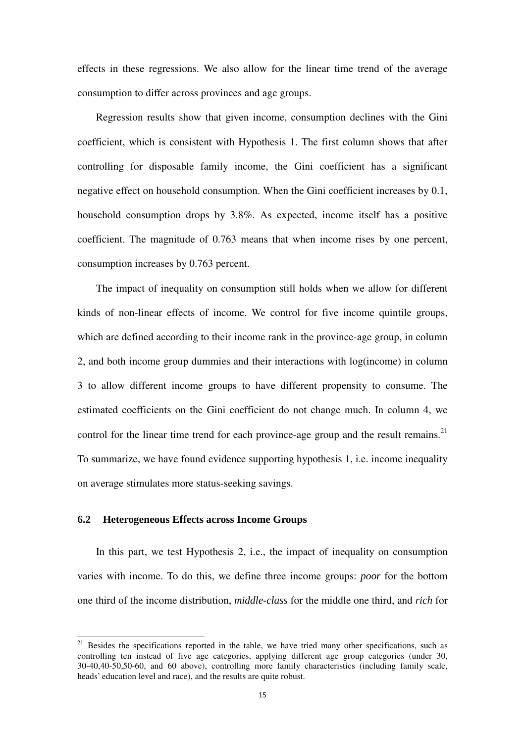effects in these regressions. We also allow for the linear time trend of the average consumption to differ across provinces and age groups.

Regression results show that given income, consumption declines with the Gini coefficient, which is consistent with Hypothesis 1. The first column shows that after controlling for disposable family income, the Gini coefficient has a significant negative effect on household consumption. When the Gini coefficient increases by 0.1, household consumption drops by 3.8%. As expected, income itself has a positive coefficient. The magnitude of 0.763 means that when income rises by one percent, consumption increases by 0.763 percent.

The impact of inequality on consumption still holds when we allow for different kinds of non-linear effects of income. We control for five income quintile groups, which are defined according to their income rank in the province-age group, in column 2, and both income group dummies and their interactions with log(income) in column 3 to allow different income groups to have different propensity to consume. The estimated coefficients on the Gini coefficient do not change much. In column 4, we control for the linear time trend for each province-age group and the result remains.[21] To summarize, we have found evidence supporting hypothesis 1, i.e. income inequality on average stimulates more status-seeking savings.

### 6.2 Heterogeneous Effects across Income Groups

In this part, we test Hypothesis 2, i.e., the impact of inequality on consumption varies with income. To do this, we define three income groups: *poor* for the bottom one third of the income distribution, *middle-class* for the middle one third, and *rich* for

---

[21] Besides the specifications reported in the table, we have tried many other specifications, such as controlling ten instead of five age categories, applying different age group categories (under 30, 30-40,40-50,50-60, and 60 above), controlling more family characteristics (including family scale, heads' education level and race), and the results are quite robust.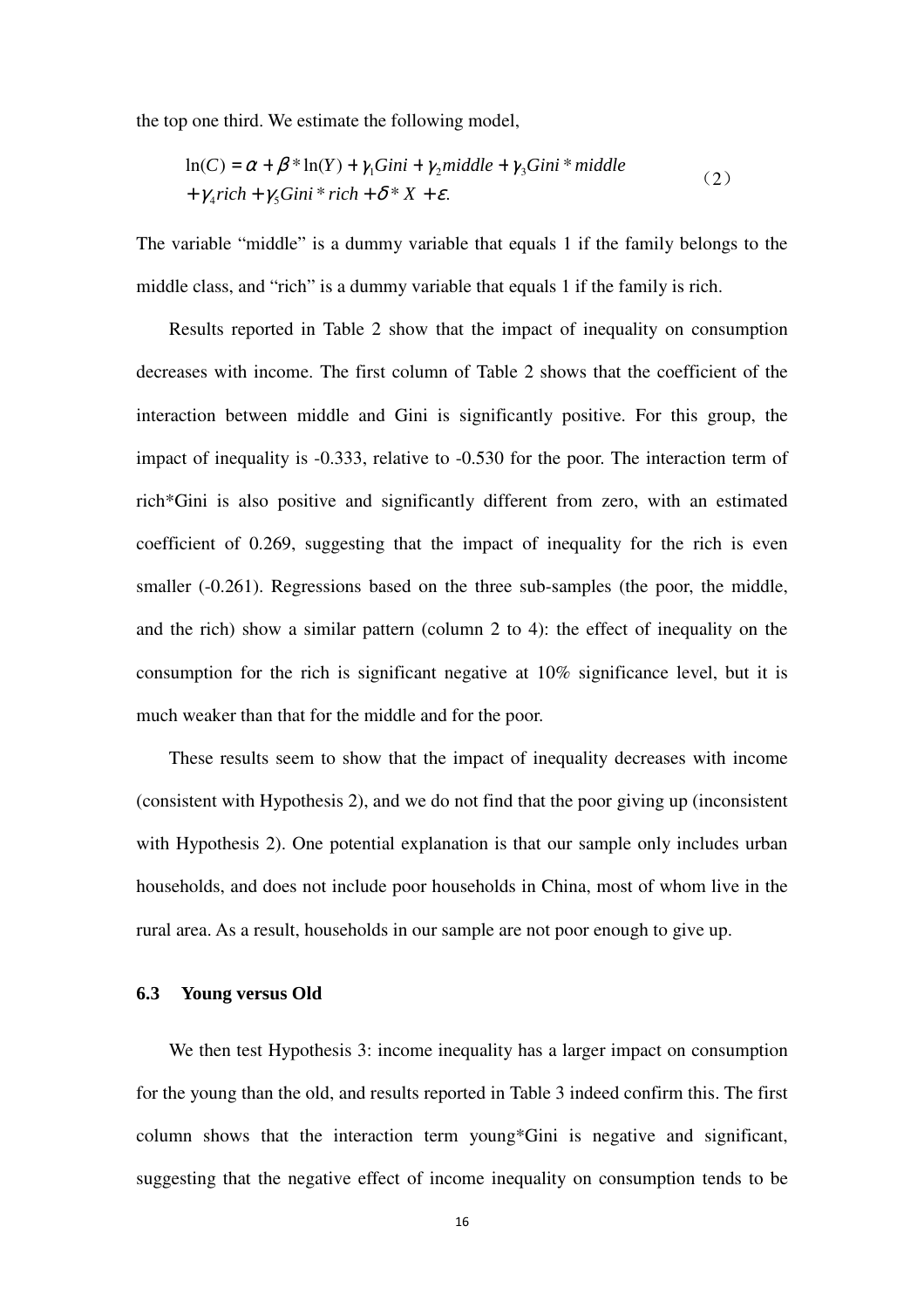the top one third. We estimate the following model,

$$
\begin{aligned}
\ln(C) &= \alpha + \beta * \ln(Y) + \gamma_1 Gini + \gamma_2 middle + \gamma_3 Gini * middle \\
&+ \gamma_4 rich + \gamma_5 Gini * rich + \delta * X + \varepsilon.
\end{aligned}
\tag{2}
$$

The variable "middle" is a dummy variable that equals 1 if the family belongs to the middle class, and "rich" is a dummy variable that equals 1 if the family is rich.

Results reported in Table 2 show that the impact of inequality on consumption decreases with income. The first column of Table 2 shows that the coefficient of the interaction between middle and Gini is significantly positive. For this group, the impact of inequality is -0.333, relative to -0.530 for the poor. The interaction term of rich*Gini is also positive and significantly different from zero, with an estimated coefficient of 0.269, suggesting that the impact of inequality for the rich is even smaller (-0.261). Regressions based on the three sub-samples (the poor, the middle, and the rich) show a similar pattern (column 2 to 4): the effect of inequality on the consumption for the rich is significant negative at 10% significance level, but it is much weaker than that for the middle and for the poor.

These results seem to show that the impact of inequality decreases with income (consistent with Hypothesis 2), and we do not find that the poor giving up (inconsistent with Hypothesis 2). One potential explanation is that our sample only includes urban households, and does not include poor households in China, most of whom live in the rural area. As a result, households in our sample are not poor enough to give up.

### 6.3 Young versus Old

We then test Hypothesis 3: income inequality has a larger impact on consumption for the young than the old, and results reported in Table 3 indeed confirm this. The first column shows that the interaction term young*Gini is negative and significant, suggesting that the negative effect of income inequality on consumption tends to be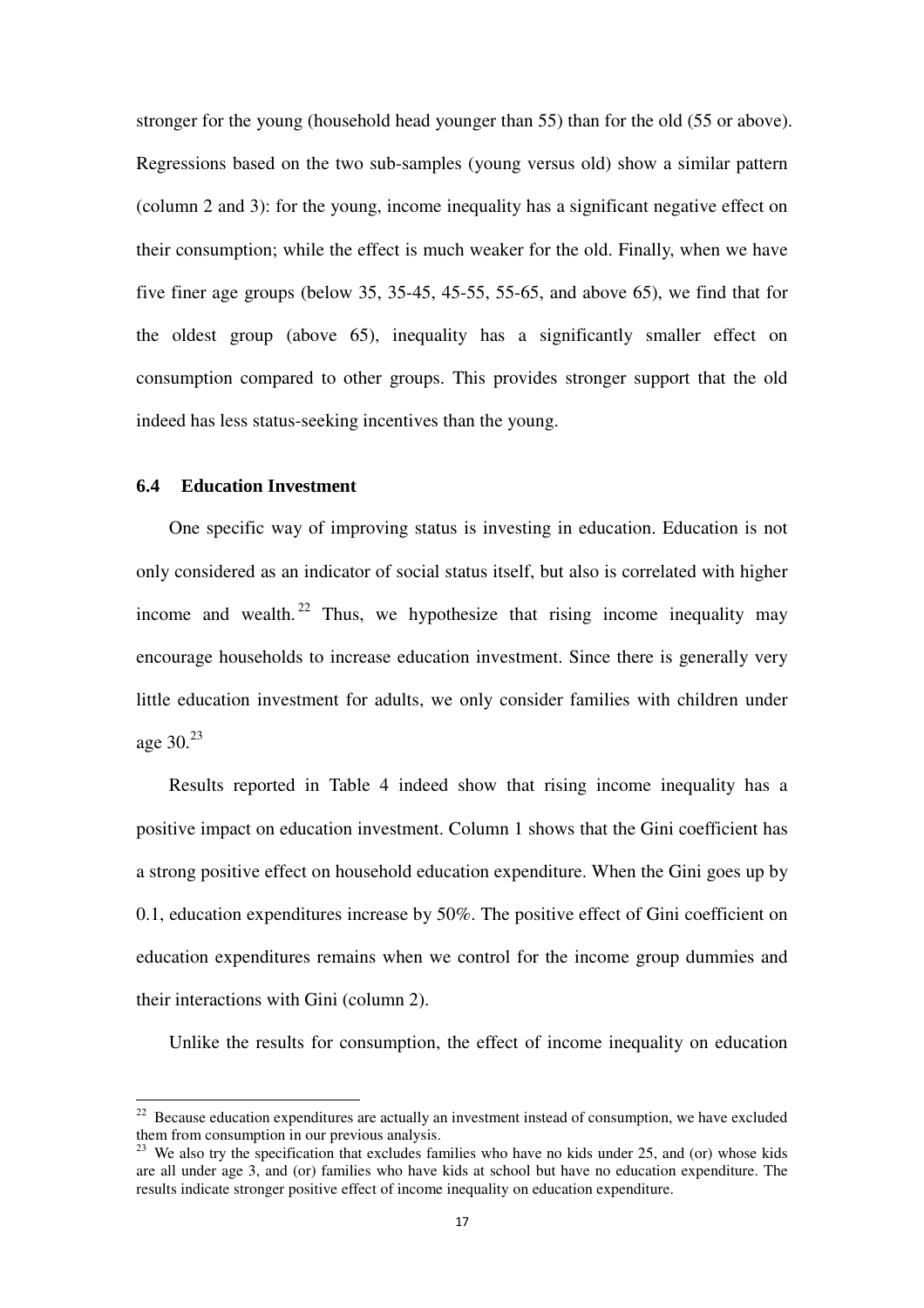stronger for the young (household head younger than 55) than for the old (55 or above). Regressions based on the two sub-samples (young versus old) show a similar pattern (column 2 and 3): for the young, income inequality has a significant negative effect on their consumption; while the effect is much weaker for the old. Finally, when we have five finer age groups (below 35, 35-45, 45-55, 55-65, and above 65), we find that for the oldest group (above 65), inequality has a significantly smaller effect on consumption compared to other groups. This provides stronger support that the old indeed has less status-seeking incentives than the young.

### 6.4 Education Investment

One specific way of improving status is investing in education. Education is not only considered as an indicator of social status itself, but also is correlated with higher income and wealth.[22] Thus, we hypothesize that rising income inequality may encourage households to increase education investment. Since there is generally very little education investment for adults, we only consider families with children under age 30.[23]

Results reported in Table 4 indeed show that rising income inequality has a positive impact on education investment. Column 1 shows that the Gini coefficient has a strong positive effect on household education expenditure. When the Gini goes up by 0.1, education expenditures increase by 50%. The positive effect of Gini coefficient on education expenditures remains when we control for the income group dummies and their interactions with Gini (column 2).

Unlike the results for consumption, the effect of income inequality on education

---

[22] Because education expenditures are actually an investment instead of consumption, we have excluded them from consumption in our previous analysis.

[23] We also try the specification that excludes families who have no kids under 25, and (or) whose kids are all under age 3, and (or) families who have kids at school but have no education expenditure. The results indicate stronger positive effect of income inequality on education expenditure.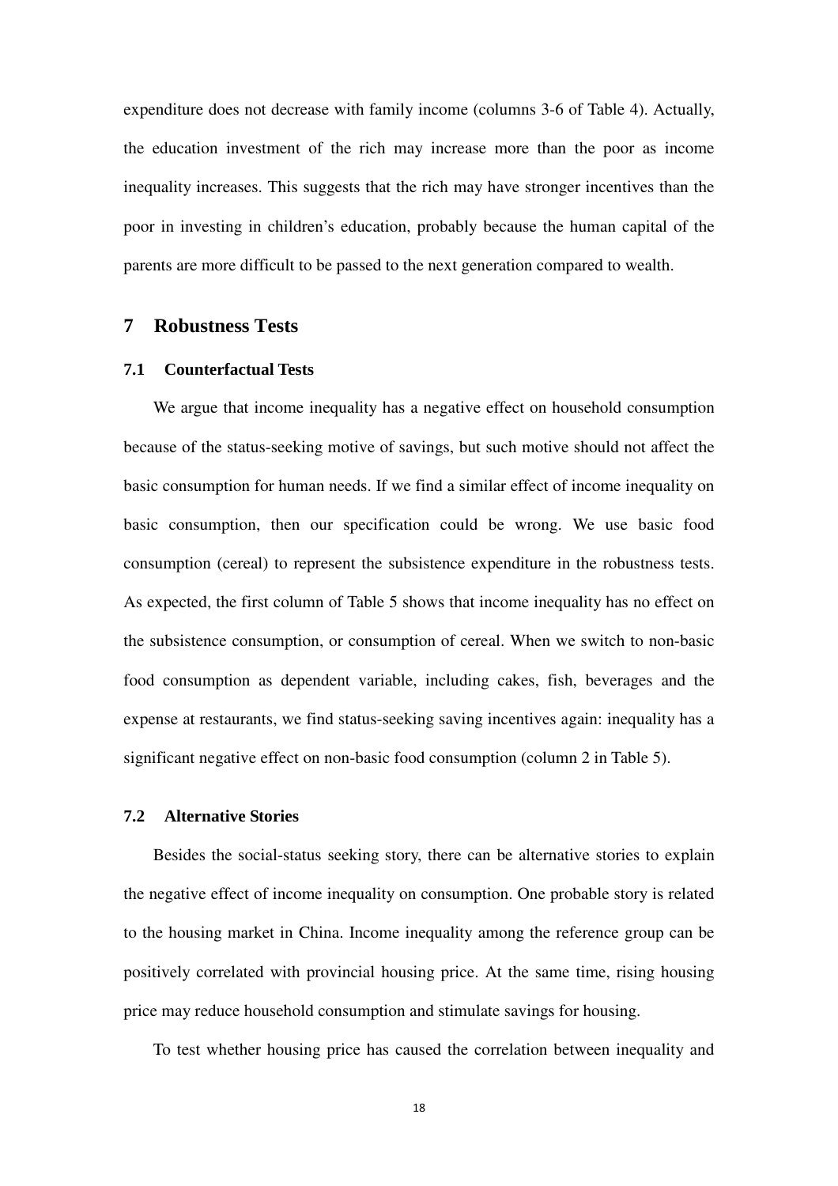expenditure does not decrease with family income (columns 3-6 of Table 4). Actually, the education investment of the rich may increase more than the poor as income inequality increases. This suggests that the rich may have stronger incentives than the poor in investing in children's education, probably because the human capital of the parents are more difficult to be passed to the next generation compared to wealth.

## 7 Robustness Tests

### 7.1 Counterfactual Tests

We argue that income inequality has a negative effect on household consumption because of the status-seeking motive of savings, but such motive should not affect the basic consumption for human needs. If we find a similar effect of income inequality on basic consumption, then our specification could be wrong. We use basic food consumption (cereal) to represent the subsistence expenditure in the robustness tests. As expected, the first column of Table 5 shows that income inequality has no effect on the subsistence consumption, or consumption of cereal. When we switch to non-basic food consumption as dependent variable, including cakes, fish, beverages and the expense at restaurants, we find status-seeking saving incentives again: inequality has a significant negative effect on non-basic food consumption (column 2 in Table 5).

### 7.2 Alternative Stories

Besides the social-status seeking story, there can be alternative stories to explain the negative effect of income inequality on consumption. One probable story is related to the housing market in China. Income inequality among the reference group can be positively correlated with provincial housing price. At the same time, rising housing price may reduce household consumption and stimulate savings for housing.

To test whether housing price has caused the correlation between inequality and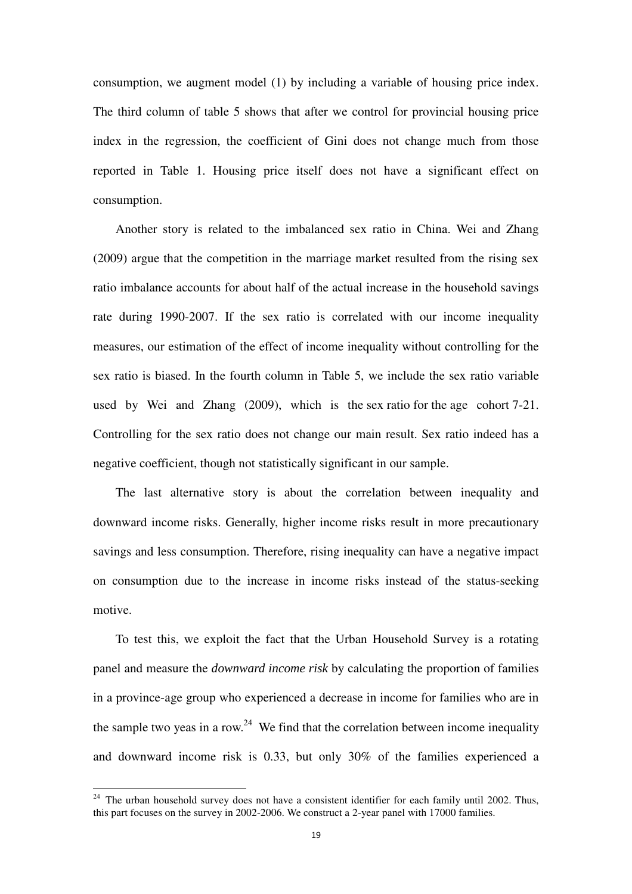consumption, we augment model (1) by including a variable of housing price index. The third column of table 5 shows that after we control for provincial housing price index in the regression, the coefficient of Gini does not change much from those reported in Table 1. Housing price itself does not have a significant effect on consumption.

Another story is related to the imbalanced sex ratio in China. Wei and Zhang (2009) argue that the competition in the marriage market resulted from the rising sex ratio imbalance accounts for about half of the actual increase in the household savings rate during 1990-2007. If the sex ratio is correlated with our income inequality measures, our estimation of the effect of income inequality without controlling for the sex ratio is biased. In the fourth column in Table 5, we include the sex ratio variable used by Wei and Zhang (2009), which is the sex ratio for the age cohort 7-21. Controlling for the sex ratio does not change our main result. Sex ratio indeed has a negative coefficient, though not statistically significant in our sample.

The last alternative story is about the correlation between inequality and downward income risks. Generally, higher income risks result in more precautionary savings and less consumption. Therefore, rising inequality can have a negative impact on consumption due to the increase in income risks instead of the status-seeking motive.

To test this, we exploit the fact that the Urban Household Survey is a rotating panel and measure the *downward income risk* by calculating the proportion of families in a province-age group who experienced a decrease in income for families who are in the sample two yeas in a row.[24] We find that the correlation between income inequality and downward income risk is 0.33, but only 30% of the families experienced a

[24] The urban household survey does not have a consistent identifier for each family until 2002. Thus, this part focuses on the survey in 2002-2006. We construct a 2-year panel with 17000 families.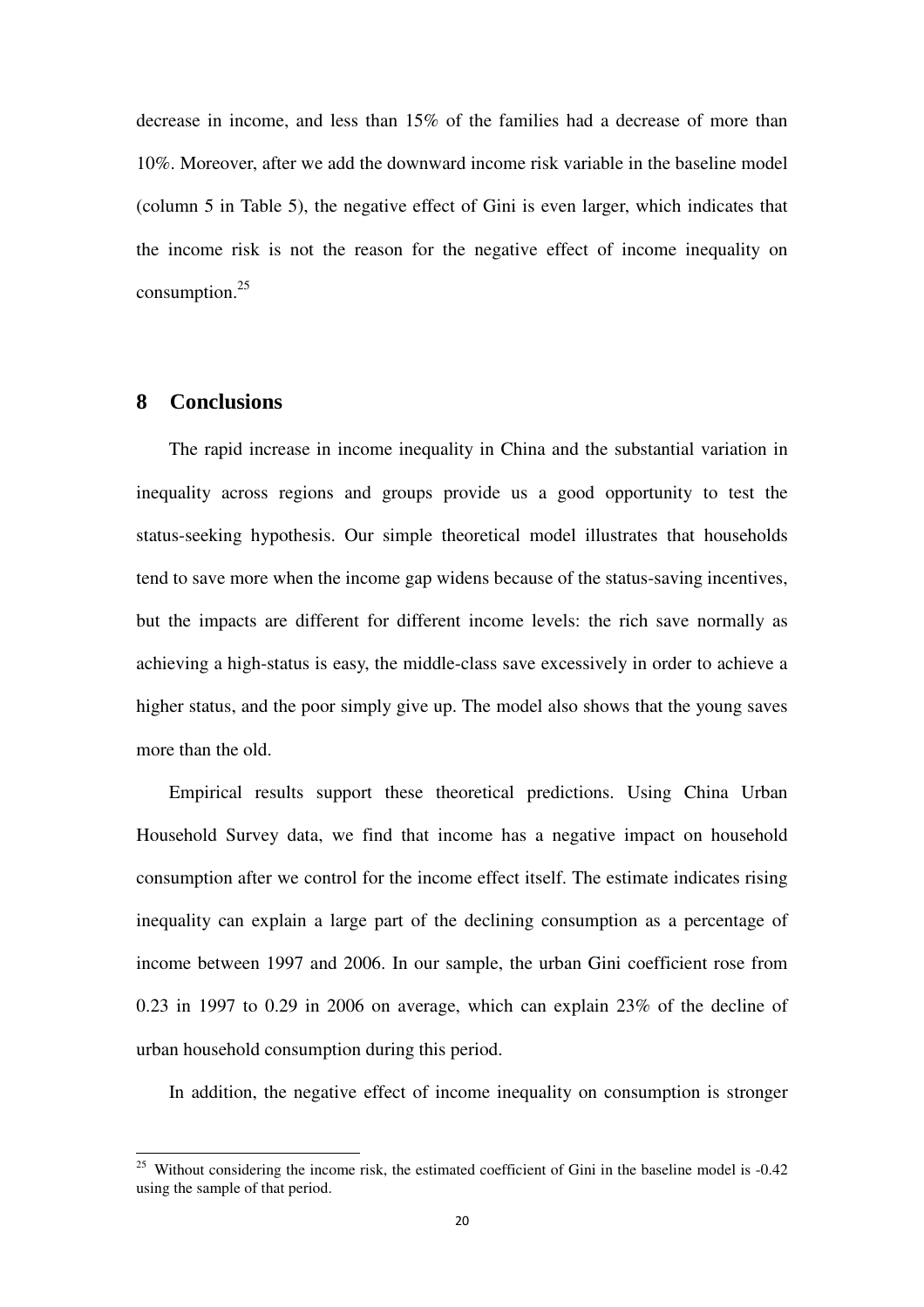decrease in income, and less than 15% of the families had a decrease of more than 10%. Moreover, after we add the downward income risk variable in the baseline model (column 5 in Table 5), the negative effect of Gini is even larger, which indicates that the income risk is not the reason for the negative effect of income inequality on consumption.[25]

## 8 Conclusions

The rapid increase in income inequality in China and the substantial variation in inequality across regions and groups provide us a good opportunity to test the status-seeking hypothesis. Our simple theoretical model illustrates that households tend to save more when the income gap widens because of the status-saving incentives, but the impacts are different for different income levels: the rich save normally as achieving a high-status is easy, the middle-class save excessively in order to achieve a higher status, and the poor simply give up. The model also shows that the young saves more than the old.

Empirical results support these theoretical predictions. Using China Urban Household Survey data, we find that income has a negative impact on household consumption after we control for the income effect itself. The estimate indicates rising inequality can explain a large part of the declining consumption as a percentage of income between 1997 and 2006. In our sample, the urban Gini coefficient rose from 0.23 in 1997 to 0.29 in 2006 on average, which can explain 23% of the decline of urban household consumption during this period.

In addition, the negative effect of income inequality on consumption is stronger

[25] Without considering the income risk, the estimated coefficient of Gini in the baseline model is -0.42 using the sample of that period.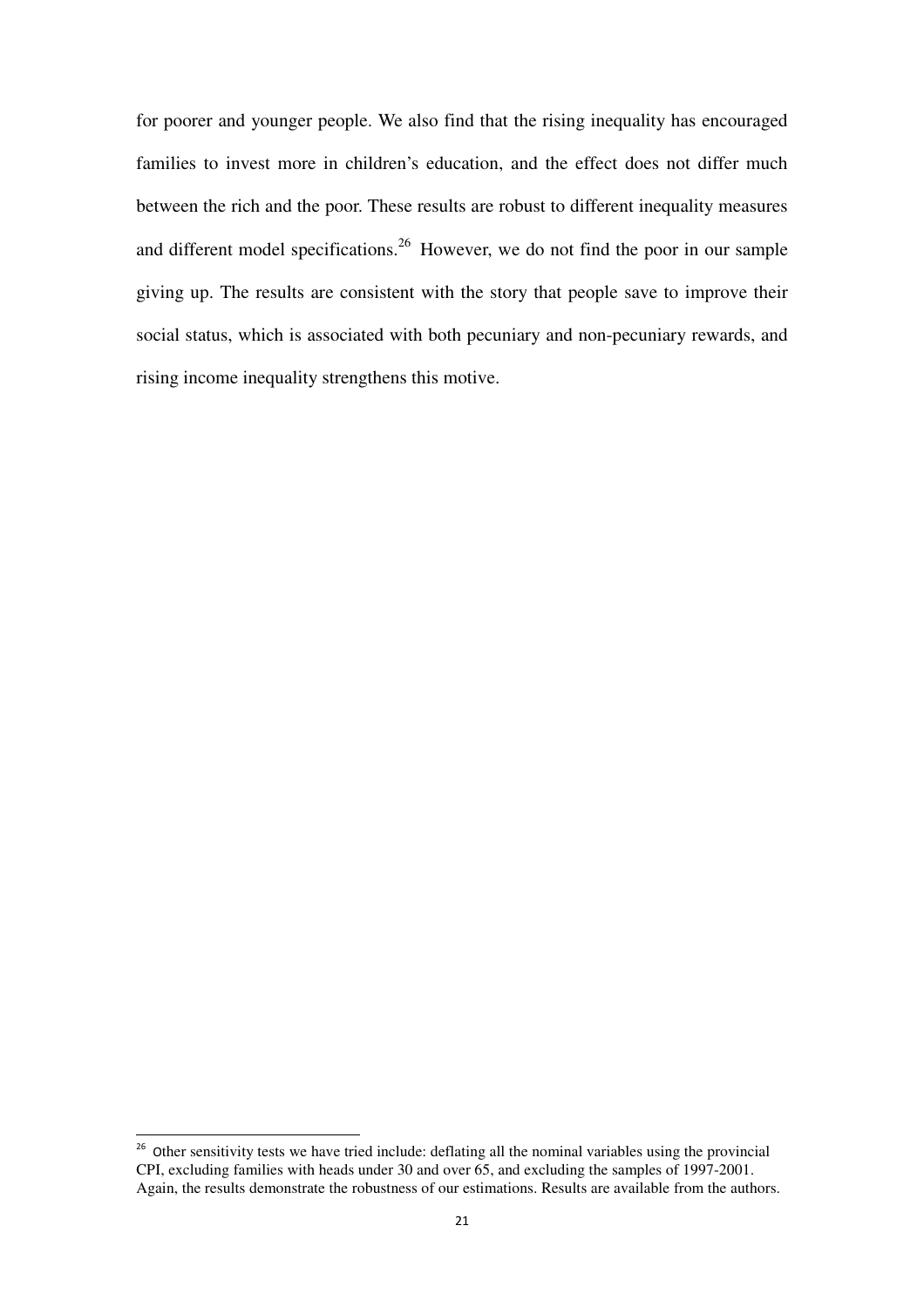for poorer and younger people. We also find that the rising inequality has encouraged families to invest more in children's education, and the effect does not differ much between the rich and the poor. These results are robust to different inequality measures and different model specifications.[26] However, we do not find the poor in our sample giving up. The results are consistent with the story that people save to improve their social status, which is associated with both pecuniary and non-pecuniary rewards, and rising income inequality strengthens this motive.

---

[26] Other sensitivity tests we have tried include: deflating all the nominal variables using the provincial CPI, excluding families with heads under 30 and over 65, and excluding the samples of 1997-2001. Again, the results demonstrate the robustness of our estimations. Results are available from the authors.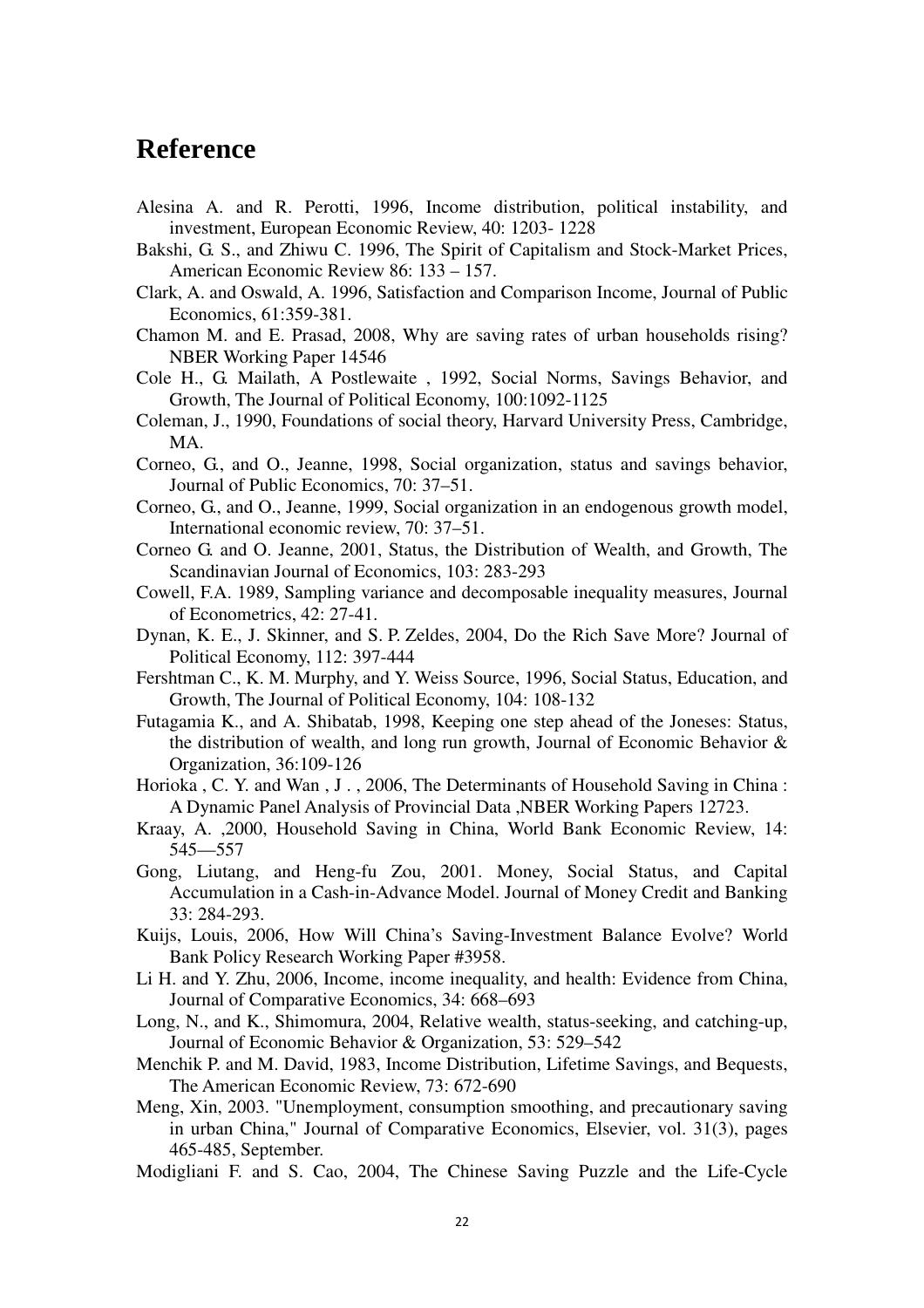# Reference

Alesina A. and R. Perotti, 1996, Income distribution, political instability, and investment, European Economic Review, 40: 1203- 1228

Bakshi, G. S., and Zhiwu C. 1996, The Spirit of Capitalism and Stock-Market Prices, American Economic Review 86: 133 – 157.

Clark, A. and Oswald, A. 1996, Satisfaction and Comparison Income, Journal of Public Economics, 61:359-381.

Chamon M. and E. Prasad, 2008, Why are saving rates of urban households rising? NBER Working Paper 14546

Cole H., G. Mailath, A Postlewaite , 1992, Social Norms, Savings Behavior, and Growth, The Journal of Political Economy, 100:1092-1125

Coleman, J., 1990, Foundations of social theory, Harvard University Press, Cambridge, MA.

Corneo, G., and O., Jeanne, 1998, Social organization, status and savings behavior, Journal of Public Economics, 70: 37–51.

Corneo, G., and O., Jeanne, 1999, Social organization in an endogenous growth model, International economic review, 70: 37–51.

Corneo G. and O. Jeanne, 2001, Status, the Distribution of Wealth, and Growth, The Scandinavian Journal of Economics, 103: 283-293

Cowell, F.A. 1989, Sampling variance and decomposable inequality measures, Journal of Econometrics, 42: 27-41.

Dynan, K. E., J. Skinner, and S. P. Zeldes, 2004, Do the Rich Save More? Journal of Political Economy, 112: 397-444

Fershtman C., K. M. Murphy, and Y. Weiss Source, 1996, Social Status, Education, and Growth, The Journal of Political Economy, 104: 108-132

Futagamia K., and A. Shibatab, 1998, Keeping one step ahead of the Joneses: Status, the distribution of wealth, and long run growth, Journal of Economic Behavior & Organization, 36:109-126

Horioka , C. Y. and Wan , J . , 2006, The Determinants of Household Saving in China : A Dynamic Panel Analysis of Provincial Data ,NBER Working Papers 12723.

Kraay, A. ,2000, Household Saving in China, World Bank Economic Review, 14: 545—557

Gong, Liutang, and Heng-fu Zou, 2001. Money, Social Status, and Capital Accumulation in a Cash-in-Advance Model. Journal of Money Credit and Banking 33: 284-293.

Kuijs, Louis, 2006, How Will China's Saving-Investment Balance Evolve? World Bank Policy Research Working Paper #3958.

Li H. and Y. Zhu, 2006, Income, income inequality, and health: Evidence from China, Journal of Comparative Economics, 34: 668–693

Long, N., and K., Shimomura, 2004, Relative wealth, status-seeking, and catching-up, Journal of Economic Behavior & Organization, 53: 529–542

Menchik P. and M. David, 1983, Income Distribution, Lifetime Savings, and Bequests, The American Economic Review, 73: 672-690

Meng, Xin, 2003. "Unemployment, consumption smoothing, and precautionary saving in urban China," Journal of Comparative Economics, Elsevier, vol. 31(3), pages 465-485, September.

Modigliani F. and S. Cao, 2004, The Chinese Saving Puzzle and the Life-Cycle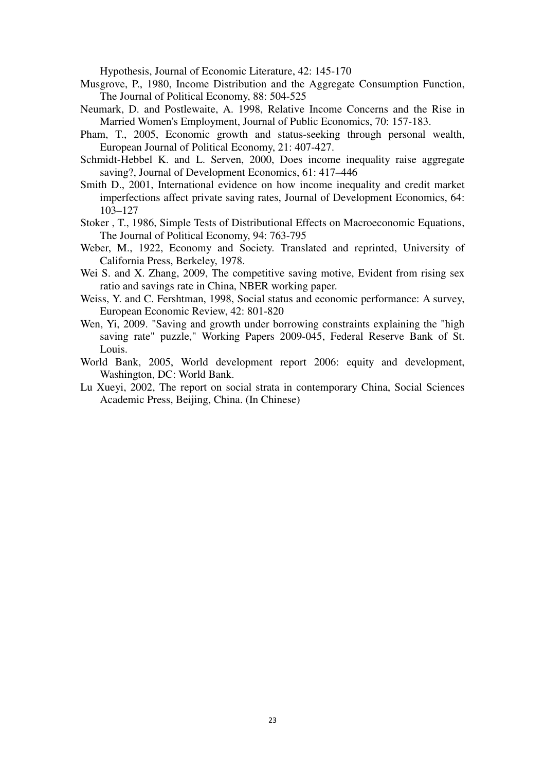Hypothesis, Journal of Economic Literature, 42: 145-170

Musgrove, P., 1980, Income Distribution and the Aggregate Consumption Function, The Journal of Political Economy, 88: 504-525

Neumark, D. and Postlewaite, A. 1998, Relative Income Concerns and the Rise in Married Women's Employment, Journal of Public Economics, 70: 157-183.

Pham, T., 2005, Economic growth and status-seeking through personal wealth, European Journal of Political Economy, 21: 407-427.

Schmidt-Hebbel K. and L. Serven, 2000, Does income inequality raise aggregate saving?, Journal of Development Economics, 61: 417–446

Smith D., 2001, International evidence on how income inequality and credit market imperfections affect private saving rates, Journal of Development Economics, 64: 103–127

Stoker , T., 1986, Simple Tests of Distributional Effects on Macroeconomic Equations, The Journal of Political Economy, 94: 763-795

Weber, M., 1922, Economy and Society. Translated and reprinted, University of California Press, Berkeley, 1978.

Wei S. and X. Zhang, 2009, The competitive saving motive, Evident from rising sex ratio and savings rate in China, NBER working paper.

Weiss, Y. and C. Fershtman, 1998, Social status and economic performance: A survey, European Economic Review, 42: 801-820

Wen, Yi, 2009. "Saving and growth under borrowing constraints explaining the "high saving rate" puzzle," Working Papers 2009-045, Federal Reserve Bank of St. Louis.

World Bank, 2005, World development report 2006: equity and development, Washington, DC: World Bank.

Lu Xueyi, 2002, The report on social strata in contemporary China, Social Sciences Academic Press, Beijing, China. (In Chinese)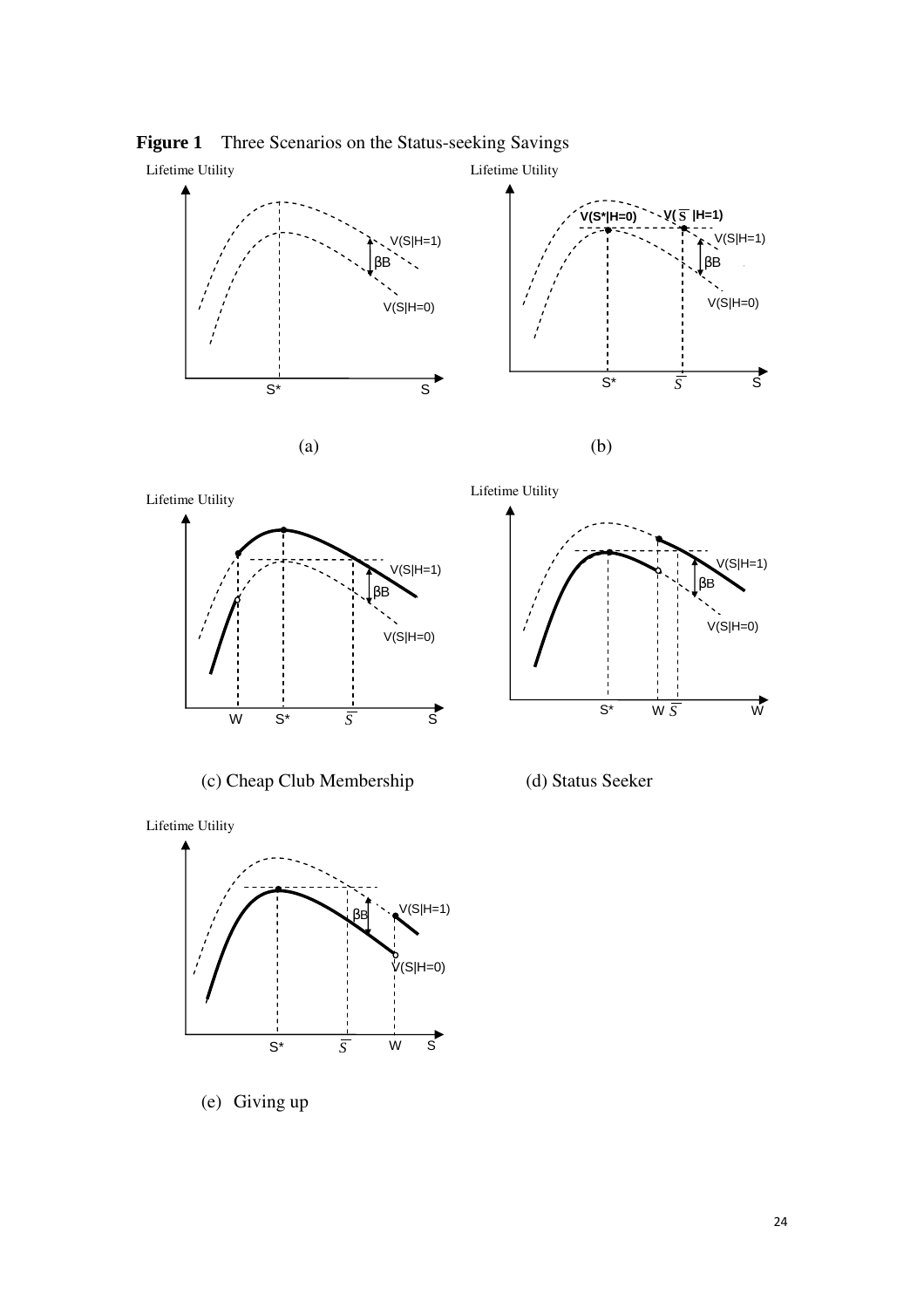**Figure 1** Three Scenarios on the Status-seeking Savings

(a)

(b)

(c) Cheap Club Membership

(d) Status Seeker

(e) Giving up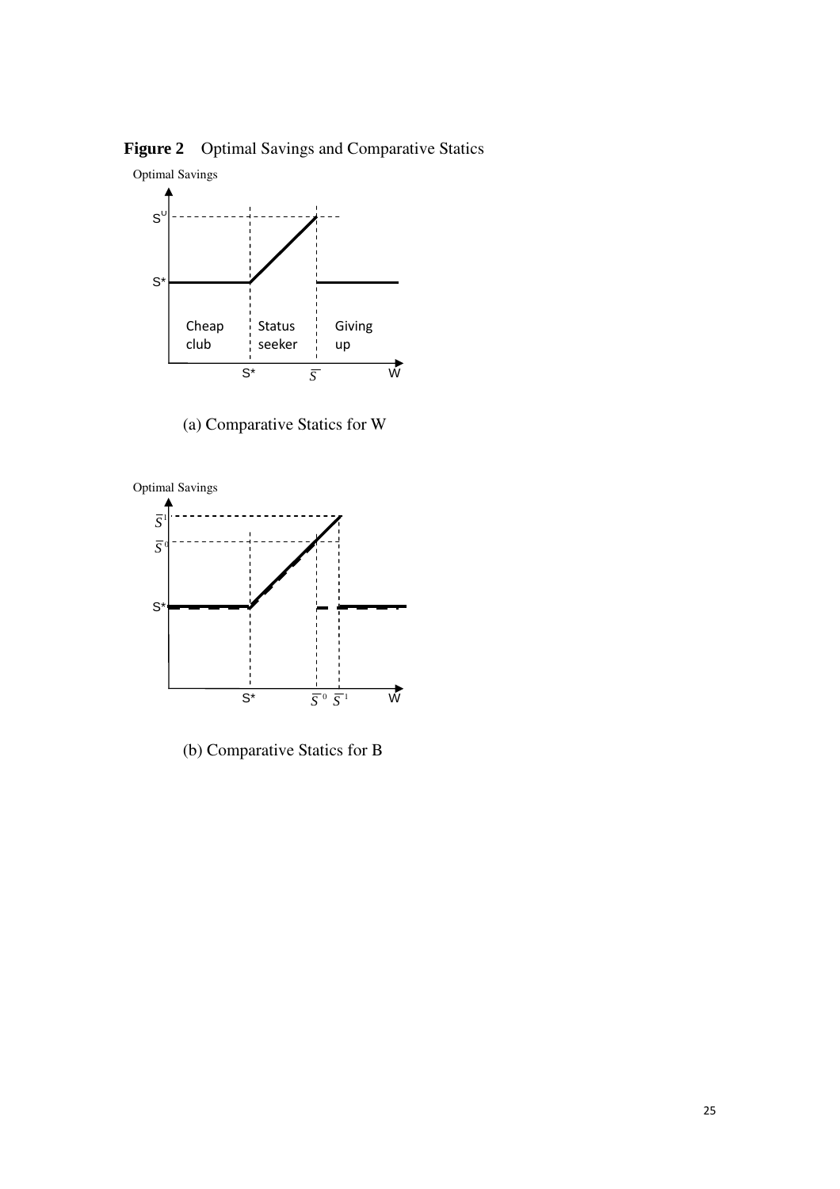**Figure 2** Optimal Savings and Comparative Statics

(a) Comparative Statics for W

(b) Comparative Statics for B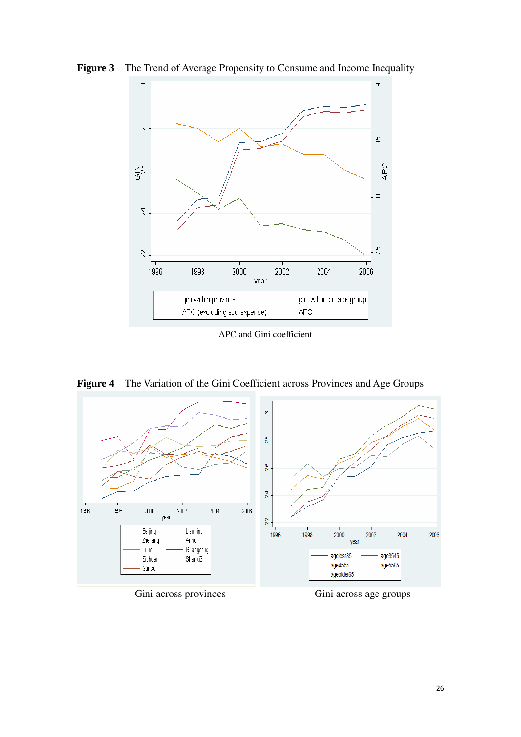**Figure 3** The Trend of Average Propensity to Consume and Income Inequality

APC and Gini coefficient

**Figure 4** The Variation of the Gini Coefficient across Provinces and Age Groups

Gini across provinces

Gini across age groups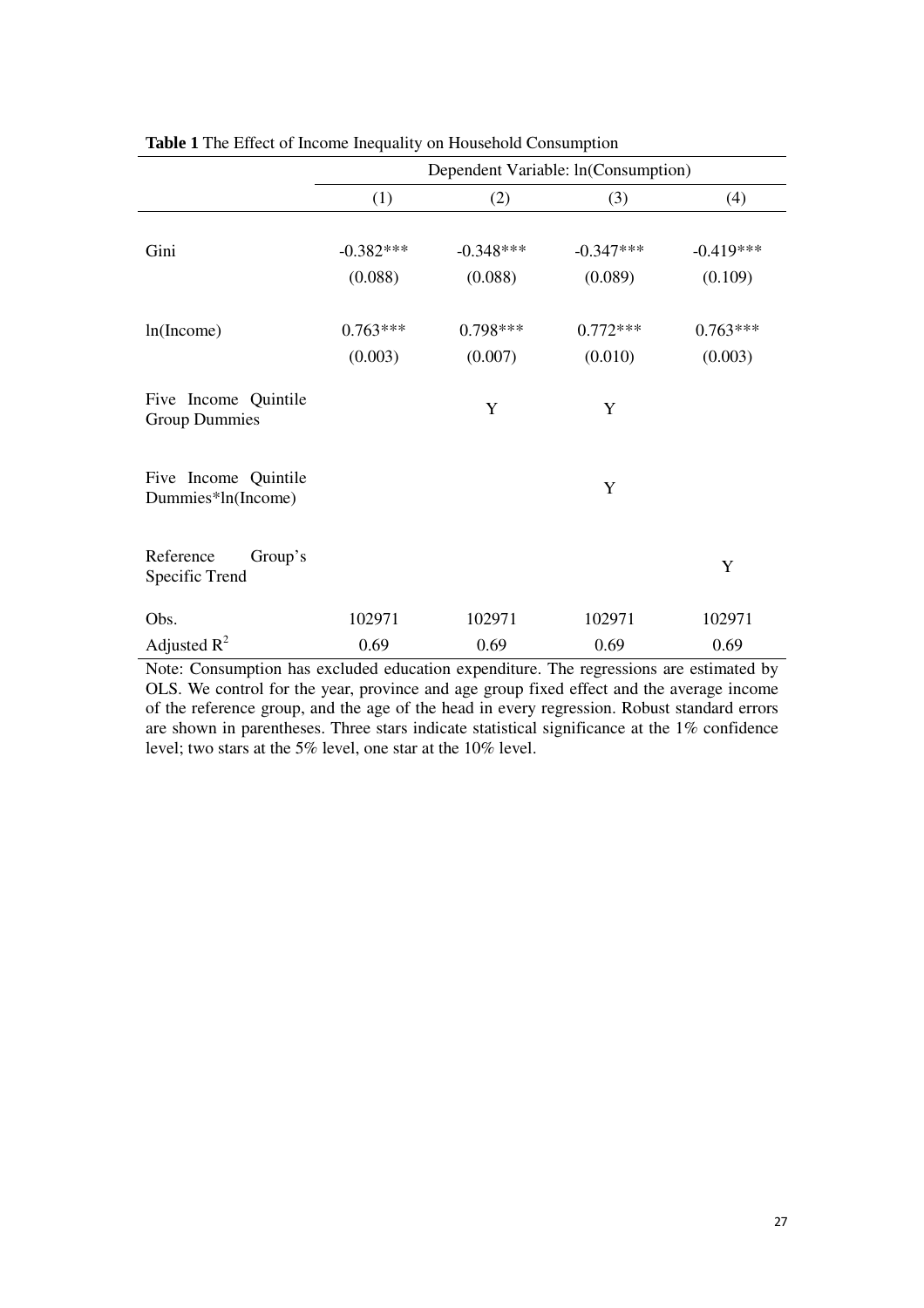**Table 1** The Effect of Income Inequality on Household Consumption

| | Dependent Variable: ln(Consumption) | | | |
|---|---|---|---|---|
| | (1) | (2) | (3) | (4) |
| Gini | -0.382*** | -0.348*** | -0.347*** | -0.419*** |
| | (0.088) | (0.088) | (0.089) | (0.109) |
| ln(Income) | 0.763*** | 0.798*** | 0.772*** | 0.763*** |
| | (0.003) | (0.007) | (0.010) | (0.003) |
| Five Income Quintile Group Dummies | | Y | Y | |
| Five Income Quintile Dummies*ln(Income) | | | Y | |
| Reference Group's Specific Trend | | | | Y |
| Obs. | 102971 | 102971 | 102971 | 102971 |
| Adjusted $R^2$ | 0.69 | 0.69 | 0.69 | 0.69 |

Note: Consumption has excluded education expenditure. The regressions are estimated by OLS. We control for the year, province and age group fixed effect and the average income of the reference group, and the age of the head in every regression. Robust standard errors are shown in parentheses. Three stars indicate statistical significance at the 1% confidence level; two stars at the 5% level, one star at the 10% level.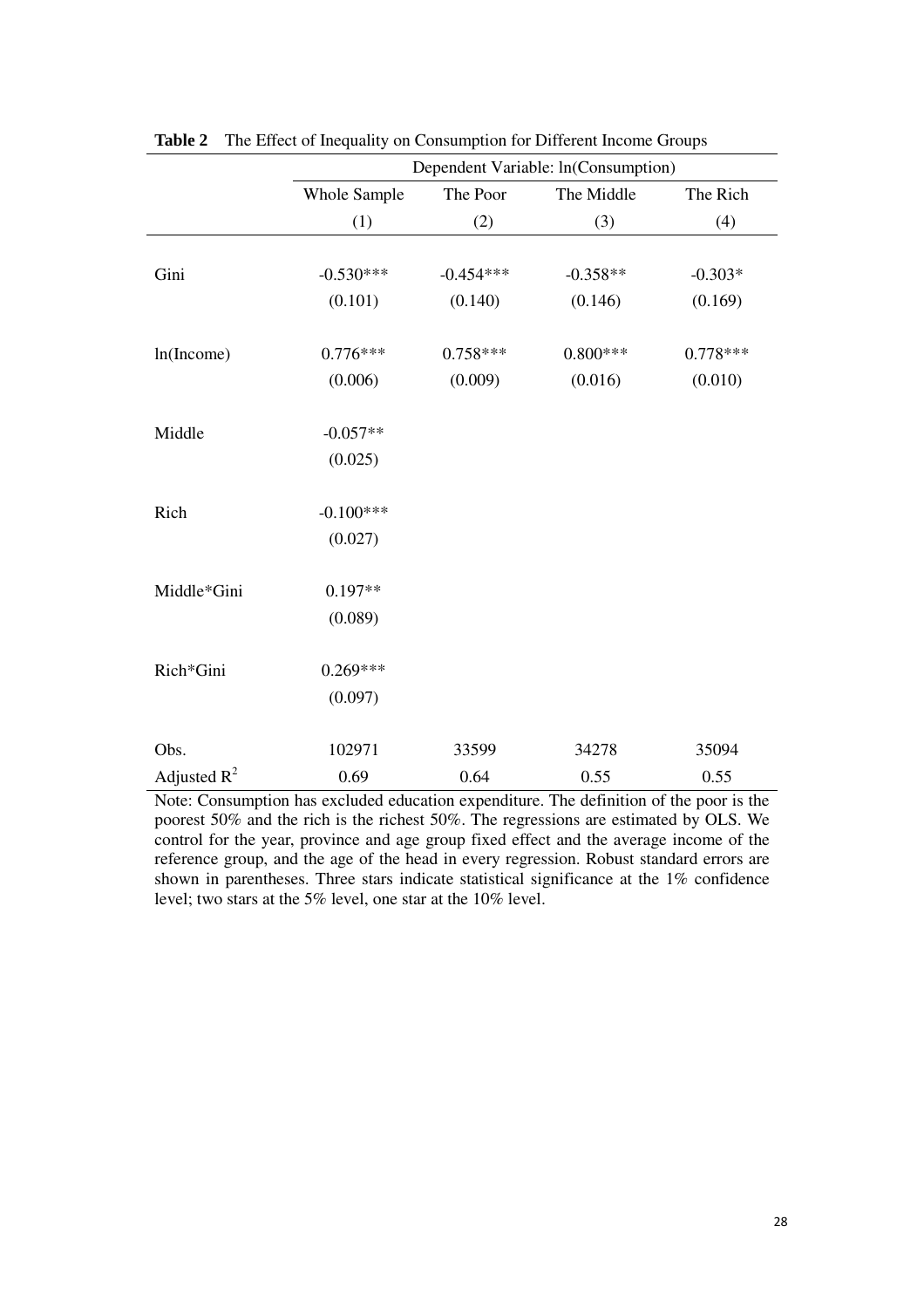**Table 2** The Effect of Inequality on Consumption for Different Income Groups

| | Dependent Variable: ln(Consumption) | | | |
|---|---|---|---|---|
| | Whole Sample | The Poor | The Middle | The Rich |
| | (1) | (2) | (3) | (4) |
| Gini | -0.530*** | -0.454*** | -0.358** | -0.303* |
| | (0.101) | (0.140) | (0.146) | (0.169) |
| ln(Income) | 0.776*** | 0.758*** | 0.800*** | 0.778*** |
| | (0.006) | (0.009) | (0.016) | (0.010) |
| Middle | -0.057** | | | |
| | (0.025) | | | |
| Rich | -0.100*** | | | |
| | (0.027) | | | |
| Middle*Gini | 0.197** | | | |
| | (0.089) | | | |
| Rich*Gini | 0.269*** | | | |
| | (0.097) | | | |
| Obs. | 102971 | 33599 | 34278 | 35094 |
| Adjusted $R^2$ | 0.69 | 0.64 | 0.55 | 0.55 |

Note: Consumption has excluded education expenditure. The definition of the poor is the poorest 50% and the rich is the richest 50%. The regressions are estimated by OLS. We control for the year, province and age group fixed effect and the average income of the reference group, and the age of the head in every regression. Robust standard errors are shown in parentheses. Three stars indicate statistical significance at the 1% confidence level; two stars at the 5% level, one star at the 10% level.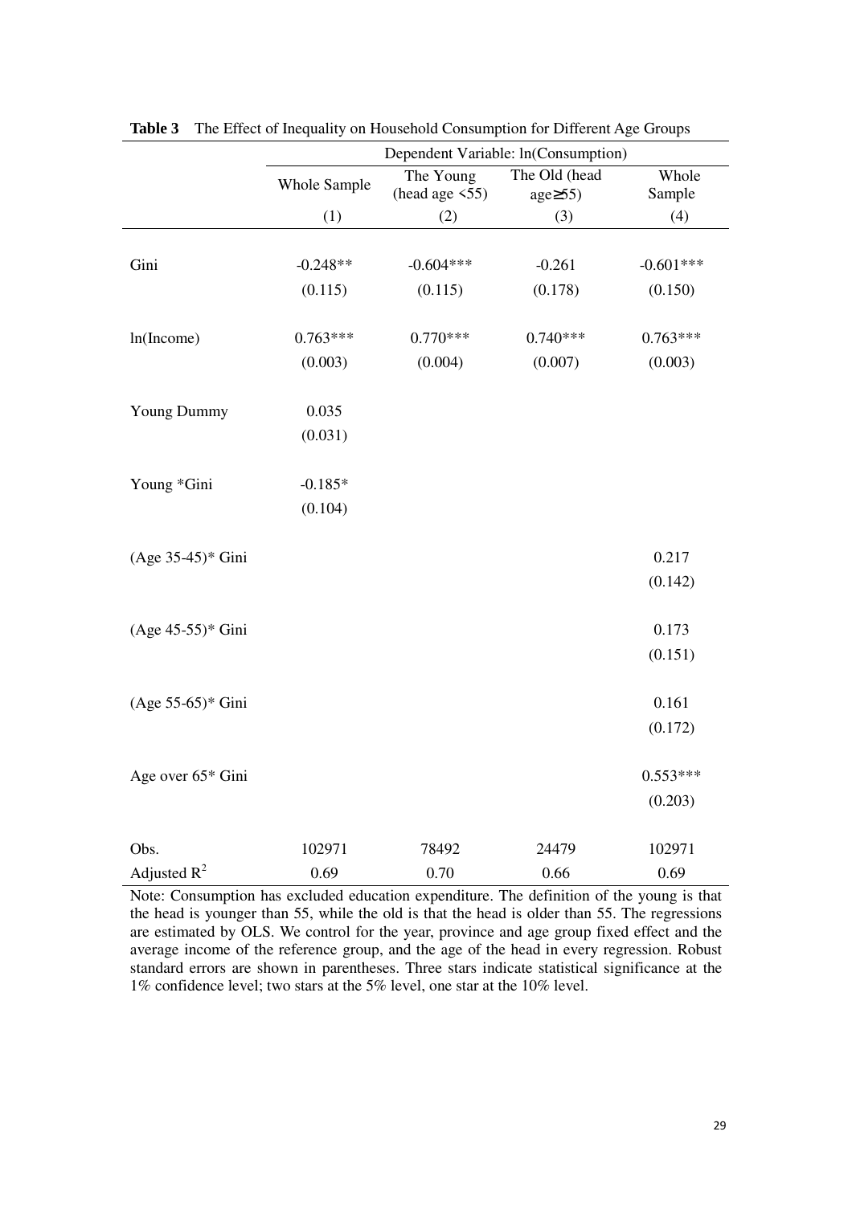**Table 3** The Effect of Inequality on Household Consumption for Different Age Groups

| | Dependent Variable: ln(Consumption) | | | |
|---|---|---|---|---|
| | Whole Sample | The Young (head age <55) | The Old (head age≥55) | Whole Sample |
| | (1) | (2) | (3) | (4) |
| Gini | -0.248** | -0.604*** | -0.261 | -0.601*** |
| | (0.115) | (0.115) | (0.178) | (0.150) |
| ln(Income) | 0.763*** | 0.770*** | 0.740*** | 0.763*** |
| | (0.003) | (0.004) | (0.007) | (0.003) |
| Young Dummy | 0.035 | | | |
| | (0.031) | | | |
| Young *Gini | -0.185* | | | |
| | (0.104) | | | |
| (Age 35-45)* Gini | | | | 0.217 |
| | | | | (0.142) |
| (Age 45-55)* Gini | | | | 0.173 |
| | | | | (0.151) |
| (Age 55-65)* Gini | | | | 0.161 |
| | | | | (0.172) |
| Age over 65* Gini | | | | 0.553*** |
| | | | | (0.203) |
| Obs. | 102971 | 78492 | 24479 | 102971 |
| Adjusted $R^2$ | 0.69 | 0.70 | 0.66 | 0.69 |

Note: Consumption has excluded education expenditure. The definition of the young is that the head is younger than 55, while the old is that the head is older than 55. The regressions are estimated by OLS. We control for the year, province and age group fixed effect and the average income of the reference group, and the age of the head in every regression. Robust standard errors are shown in parentheses. Three stars indicate statistical significance at the 1% confidence level; two stars at the 5% level, one star at the 10% level.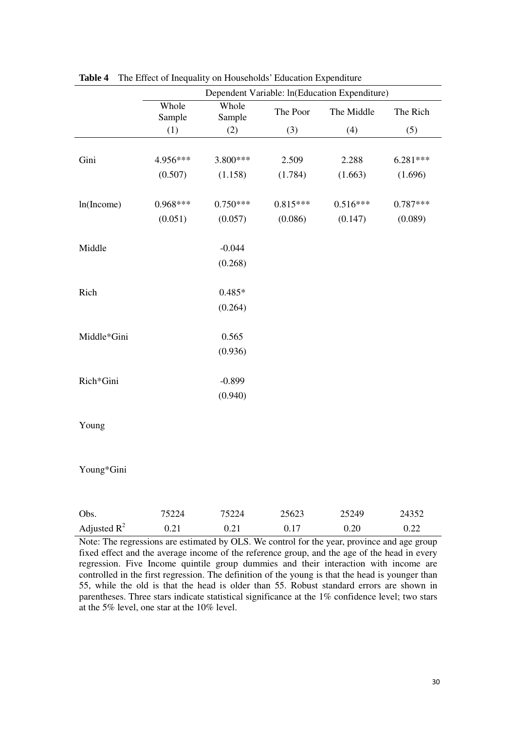**Table 4** The Effect of Inequality on Households' Education Expenditure

| | Dependent Variable: ln(Education Expenditure) | | | | |
|---|---|---|---|---|---|
| | Whole Sample | Whole Sample | The Poor | The Middle | The Rich |
| | (1) | (2) | (3) | (4) | (5) |
| Gini | 4.956*** | 3.800*** | 2.509 | 2.288 | 6.281*** |
| | (0.507) | (1.158) | (1.784) | (1.663) | (1.696) |
| ln(Income) | 0.968*** | 0.750*** | 0.815*** | 0.516*** | 0.787*** |
| | (0.051) | (0.057) | (0.086) | (0.147) | (0.089) |
| Middle | | -0.044 | | | |
| | | (0.268) | | | |
| Rich | | 0.485* | | | |
| | | (0.264) | | | |
| Middle*Gini | | 0.565 | | | |
| | | (0.936) | | | |
| Rich*Gini | | -0.899 | | | |
| | | (0.940) | | | |
| Young | | | | | |
| Young*Gini | | | | | |
| Obs. | 75224 | 75224 | 25623 | 25249 | 24352 |
| Adjusted $R^2$ | 0.21 | 0.21 | 0.17 | 0.20 | 0.22 |

Note: The regressions are estimated by OLS. We control for the year, province and age group fixed effect and the average income of the reference group, and the age of the head in every regression. Five Income quintile group dummies and their interaction with income are controlled in the first regression. The definition of the young is that the head is younger than 55, while the old is that the head is older than 55. Robust standard errors are shown in parentheses. Three stars indicate statistical significance at the 1% confidence level; two stars at the 5% level, one star at the 10% level.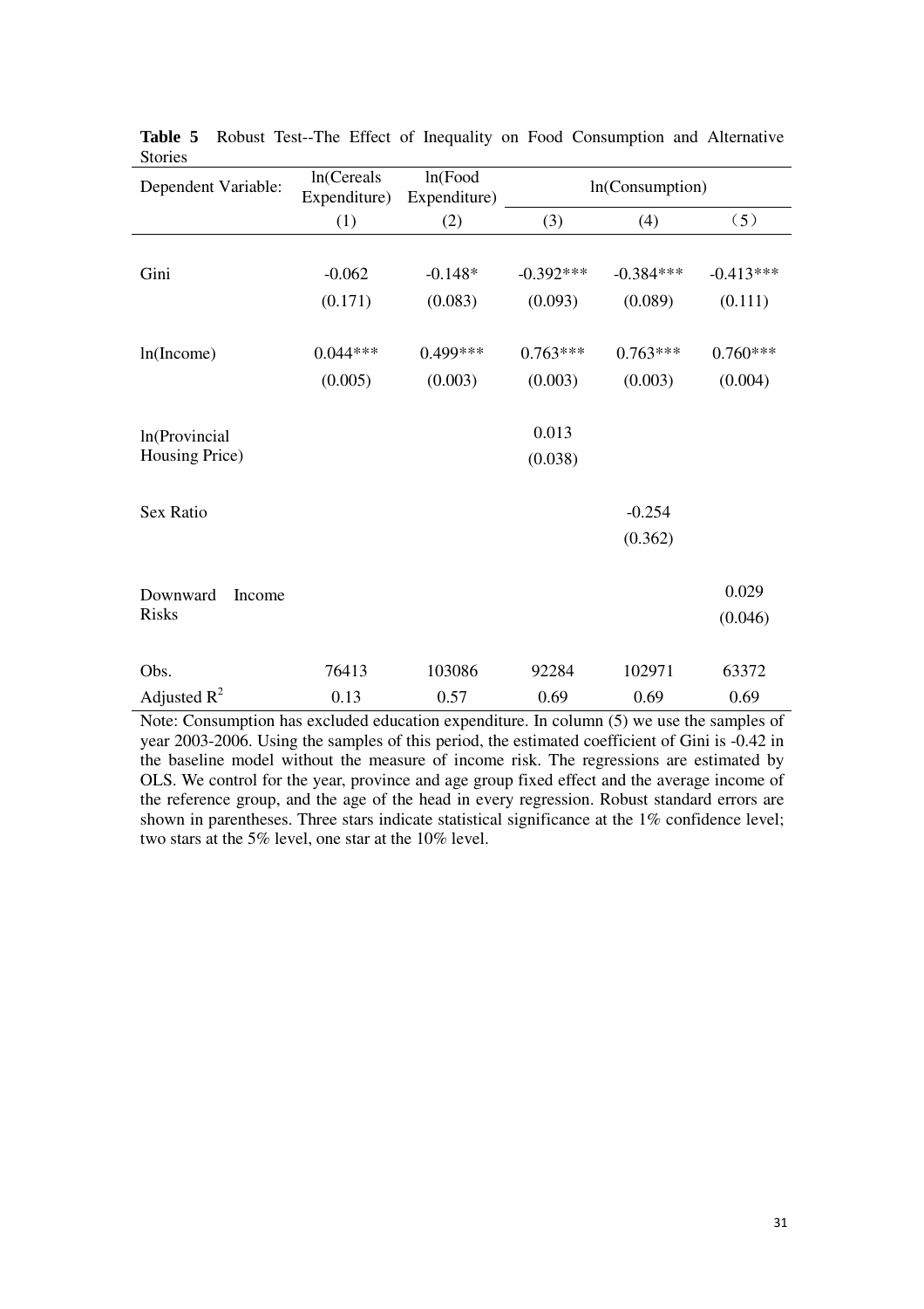**Table 5** Robust Test--The Effect of Inequality on Food Consumption and Alternative Stories

| Dependent Variable: | ln(Cereals Expenditure) | ln(Food Expenditure) | ln(Consumption) | | |
|---|---|---|---|---|---|
| | (1) | (2) | (3) | (4) | （5） |
| Gini | -0.062 | -0.148* | -0.392*** | -0.384*** | -0.413*** |
| | (0.171) | (0.083) | (0.093) | (0.089) | (0.111) |
| ln(Income) | 0.044*** | 0.499*** | 0.763*** | 0.763*** | 0.760*** |
| | (0.005) | (0.003) | (0.003) | (0.003) | (0.004) |
| ln(Provincial Housing Price) | | | 0.013 | | |
| | | | (0.038) | | |
| Sex Ratio | | | | -0.254 | |
| | | | | (0.362) | |
| Downward Income Risks | | | | | 0.029 |
| | | | | | (0.046) |
| Obs. | 76413 | 103086 | 92284 | 102971 | 63372 |
| Adjusted $R^2$ | 0.13 | 0.57 | 0.69 | 0.69 | 0.69 |

Note: Consumption has excluded education expenditure. In column (5) we use the samples of year 2003-2006. Using the samples of this period, the estimated coefficient of Gini is -0.42 in the baseline model without the measure of income risk. The regressions are estimated by OLS. We control for the year, province and age group fixed effect and the average income of the reference group, and the age of the head in every regression. Robust standard errors are shown in parentheses. Three stars indicate statistical significance at the 1% confidence level; two stars at the 5% level, one star at the 10% level.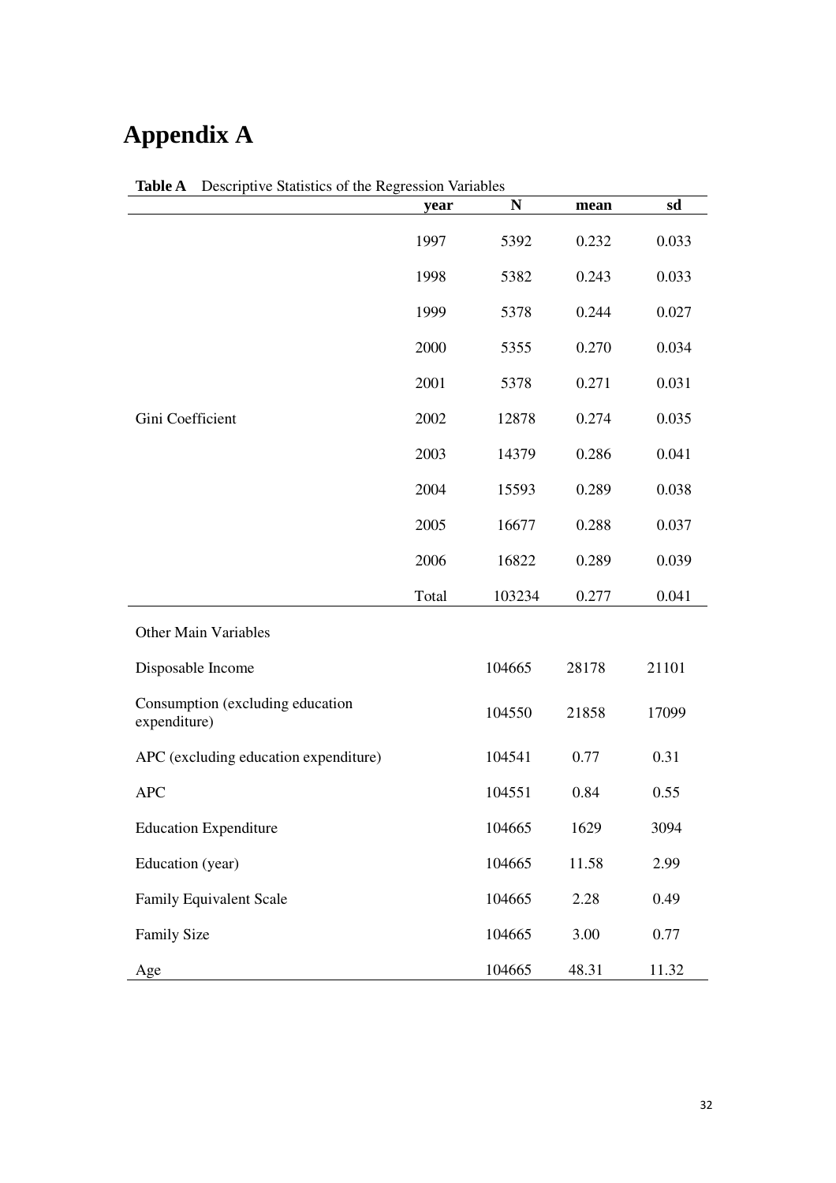# Appendix A

**Table A** Descriptive Statistics of the Regression Variables

| | year | N | mean | sd |
|---|---|---|---|---|
| | 1997 | 5392 | 0.232 | 0.033 |
| | 1998 | 5382 | 0.243 | 0.033 |
| | 1999 | 5378 | 0.244 | 0.027 |
| | 2000 | 5355 | 0.270 | 0.034 |
| | 2001 | 5378 | 0.271 | 0.031 |
| Gini Coefficient | 2002 | 12878 | 0.274 | 0.035 |
| | 2003 | 14379 | 0.286 | 0.041 |
| | 2004 | 15593 | 0.289 | 0.038 |
| | 2005 | 16677 | 0.288 | 0.037 |
| | 2006 | 16822 | 0.289 | 0.039 |
| | Total | 103234 | 0.277 | 0.041 |
| Other Main Variables | | | | |
| Disposable Income | | 104665 | 28178 | 21101 |
| Consumption (excluding education expenditure) | | 104550 | 21858 | 17099 |
| APC (excluding education expenditure) | | 104541 | 0.77 | 0.31 |
| APC | | 104551 | 0.84 | 0.55 |
| Education Expenditure | | 104665 | 1629 | 3094 |
| Education (year) | | 104665 | 11.58 | 2.99 |
| Family Equivalent Scale | | 104665 | 2.28 | 0.49 |
| Family Size | | 104665 | 3.00 | 0.77 |
| Age | | 104665 | 48.31 | 11.32 |